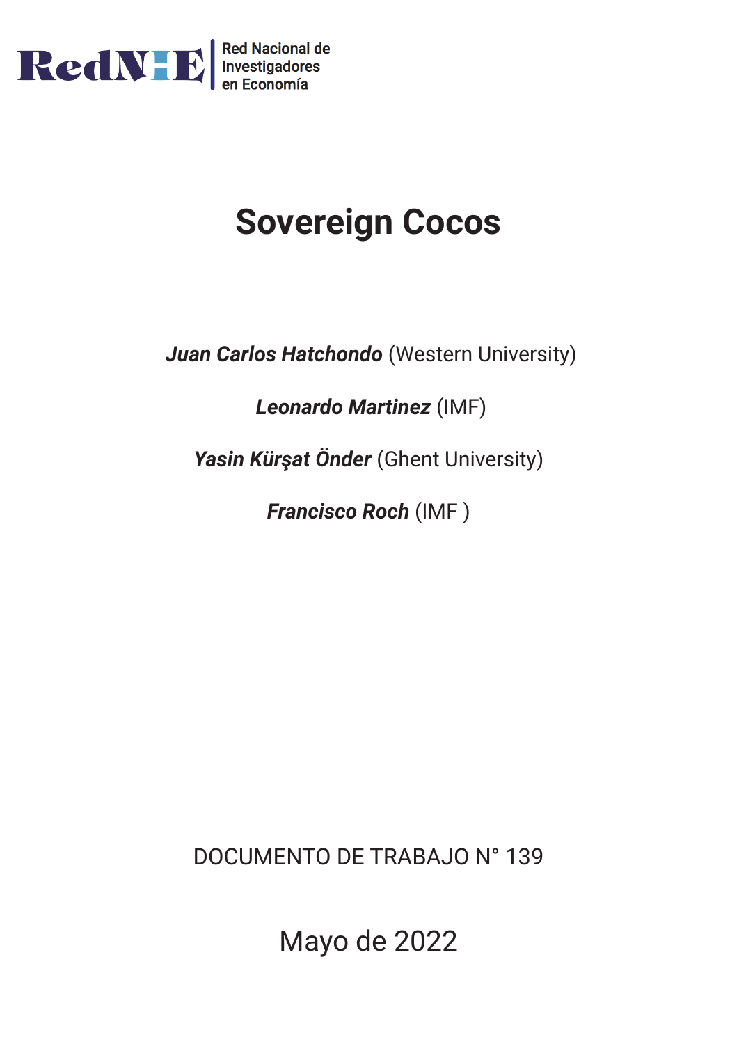RedNIE | Red Nacional de Investigadores en Economía

# Sovereign Cocos

***Juan Carlos Hatchondo*** (Western University)

***Leonardo Martinez*** (IMF)

***Yasin Kürşat Önder*** (Ghent University)

***Francisco Roch*** (IMF )

DOCUMENTO DE TRABAJO N° 139

Mayo de 2022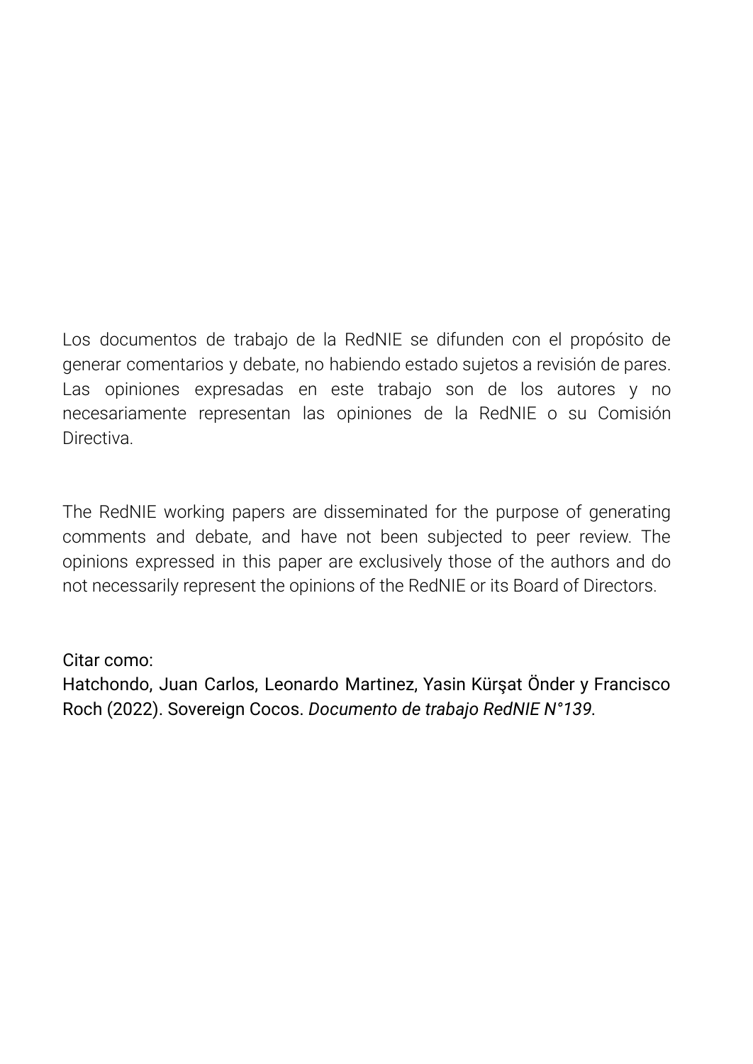Los documentos de trabajo de la RedNIE se difunden con el propósito de generar comentarios y debate, no habiendo estado sujetos a revisión de pares. Las opiniones expresadas en este trabajo son de los autores y no necesariamente representan las opiniones de la RedNIE o su Comisión Directiva.

The RedNIE working papers are disseminated for the purpose of generating comments and debate, and have not been subjected to peer review. The opinions expressed in this paper are exclusively those of the authors and do not necessarily represent the opinions of the RedNIE or its Board of Directors.

Citar como:
Hatchondo, Juan Carlos, Leonardo Martinez, Yasin Kürşat Önder y Francisco Roch (2022). Sovereign Cocos. *Documento de trabajo RedNIE N°139.*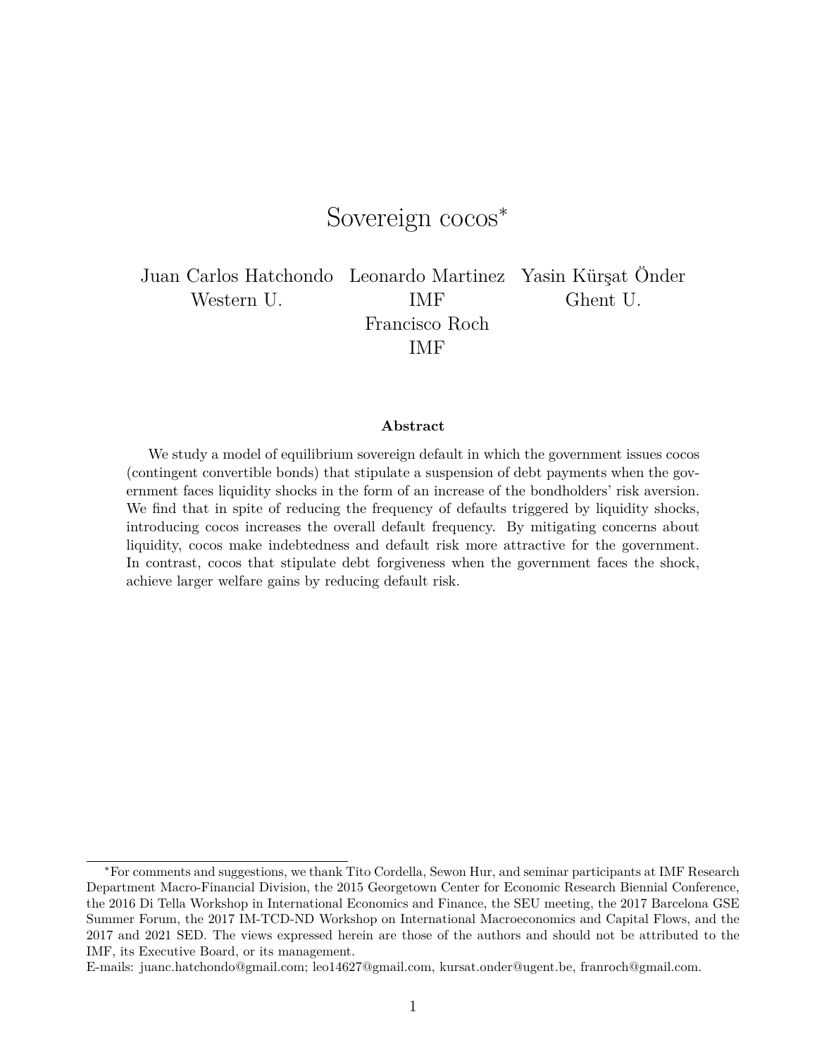# Sovereign cocos*

Juan Carlos Hatchondo
Western U.

Leonardo Martinez
IMF

Yasin Kürşat Önder
Ghent U.

Francisco Roch
IMF

**Abstract**

We study a model of equilibrium sovereign default in which the government issues cocos (contingent convertible bonds) that stipulate a suspension of debt payments when the government faces liquidity shocks in the form of an increase of the bondholders' risk aversion. We find that in spite of reducing the frequency of defaults triggered by liquidity shocks, introducing cocos increases the overall default frequency. By mitigating concerns about liquidity, cocos make indebtedness and default risk more attractive for the government. In contrast, cocos that stipulate debt forgiveness when the government faces the shock, achieve larger welfare gains by reducing default risk.

*For comments and suggestions, we thank Tito Cordella, Sewon Hur, and seminar participants at IMF Research Department Macro-Financial Division, the 2015 Georgetown Center for Economic Research Biennial Conference, the 2016 Di Tella Workshop in International Economics and Finance, the SEU meeting, the 2017 Barcelona GSE Summer Forum, the 2017 IM-TCD-ND Workshop on International Macroeconomics and Capital Flows, and the 2017 and 2021 SED. The views expressed herein are those of the authors and should not be attributed to the IMF, its Executive Board, or its management.
E-mails: juanc.hatchondo@gmail.com; leo14627@gmail.com, kursat.onder@ugent.be, franroch@gmail.com.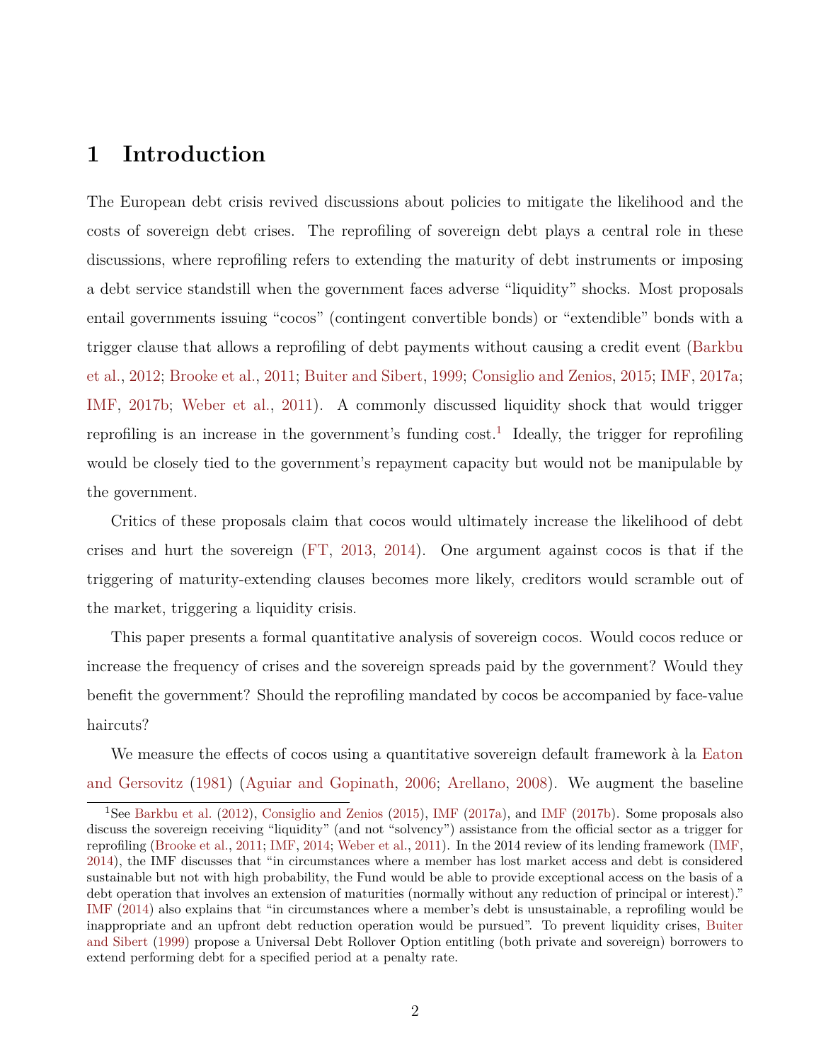# 1 Introduction

The European debt crisis revived discussions about policies to mitigate the likelihood and the costs of sovereign debt crises. The reprofiling of sovereign debt plays a central role in these discussions, where reprofiling refers to extending the maturity of debt instruments or imposing a debt service standstill when the government faces adverse "liquidity" shocks. Most proposals entail governments issuing "cocos" (contingent convertible bonds) or "extendible" bonds with a trigger clause that allows a reprofiling of debt payments without causing a credit event (Barkbu et al., 2012; Brooke et al., 2011; Buiter and Sibert, 1999; Consiglio and Zenios, 2015; IMF, 2017a; IMF, 2017b; Weber et al., 2011). A commonly discussed liquidity shock that would trigger reprofiling is an increase in the government's funding cost.[1] Ideally, the trigger for reprofiling would be closely tied to the government's repayment capacity but would not be manipulable by the government.

Critics of these proposals claim that cocos would ultimately increase the likelihood of debt crises and hurt the sovereign (FT, 2013, 2014). One argument against cocos is that if the triggering of maturity-extending clauses becomes more likely, creditors would scramble out of the market, triggering a liquidity crisis.

This paper presents a formal quantitative analysis of sovereign cocos. Would cocos reduce or increase the frequency of crises and the sovereign spreads paid by the government? Would they benefit the government? Should the reprofiling mandated by cocos be accompanied by face-value haircuts?

We measure the effects of cocos using a quantitative sovereign default framework à la Eaton and Gersovitz (1981) (Aguiar and Gopinath, 2006; Arellano, 2008). We augment the baseline

[1] See Barkbu et al. (2012), Consiglio and Zenios (2015), IMF (2017a), and IMF (2017b). Some proposals also discuss the sovereign receiving "liquidity" (and not "solvency") assistance from the official sector as a trigger for reprofiling (Brooke et al., 2011; IMF, 2014; Weber et al., 2011). In the 2014 review of its lending framework (IMF, 2014), the IMF discusses that "in circumstances where a member has lost market access and debt is considered sustainable but not with high probability, the Fund would be able to provide exceptional access on the basis of a debt operation that involves an extension of maturities (normally without any reduction of principal or interest)." IMF (2014) also explains that "in circumstances where a member's debt is unsustainable, a reprofiling would be inappropriate and an upfront debt reduction operation would be pursued". To prevent liquidity crises, Buiter and Sibert (1999) propose a Universal Debt Rollover Option entitling (both private and sovereign) borrowers to extend performing debt for a specified period at a penalty rate.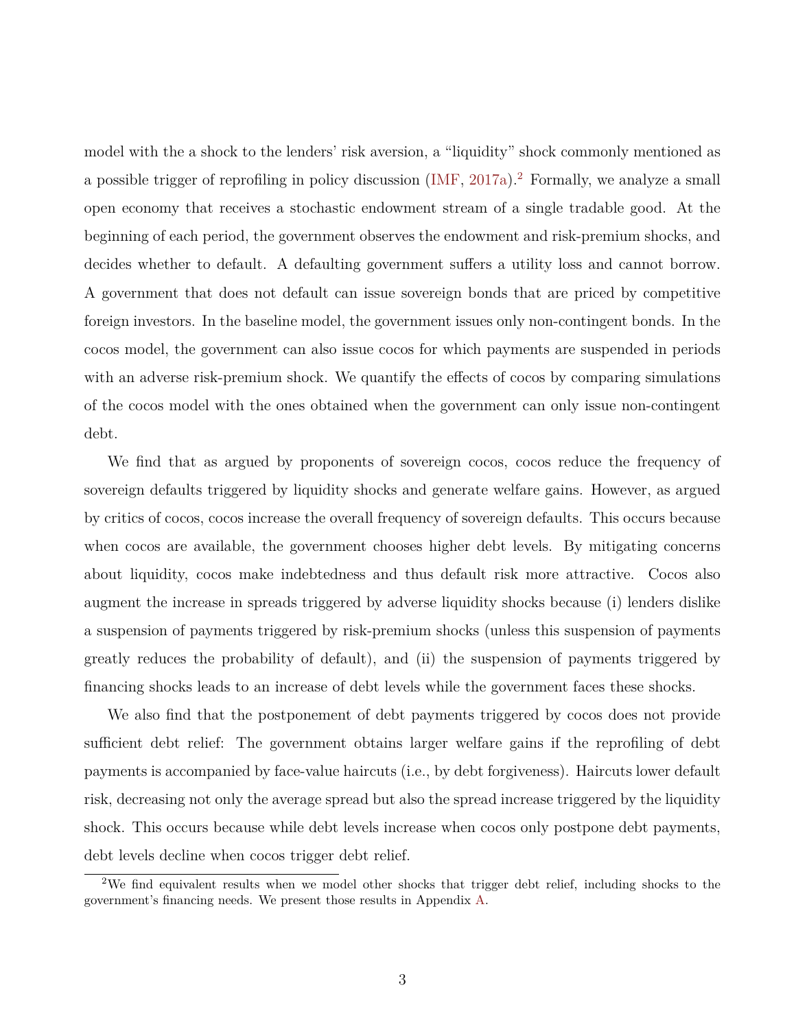model with the a shock to the lenders' risk aversion, a "liquidity" shock commonly mentioned as a possible trigger of reprofiling in policy discussion (IMF, 2017a).[2] Formally, we analyze a small open economy that receives a stochastic endowment stream of a single tradable good. At the beginning of each period, the government observes the endowment and risk-premium shocks, and decides whether to default. A defaulting government suffers a utility loss and cannot borrow. A government that does not default can issue sovereign bonds that are priced by competitive foreign investors. In the baseline model, the government issues only non-contingent bonds. In the cocos model, the government can also issue cocos for which payments are suspended in periods with an adverse risk-premium shock. We quantify the effects of cocos by comparing simulations of the cocos model with the ones obtained when the government can only issue non-contingent debt.

We find that as argued by proponents of sovereign cocos, cocos reduce the frequency of sovereign defaults triggered by liquidity shocks and generate welfare gains. However, as argued by critics of cocos, cocos increase the overall frequency of sovereign defaults. This occurs because when cocos are available, the government chooses higher debt levels. By mitigating concerns about liquidity, cocos make indebtedness and thus default risk more attractive. Cocos also augment the increase in spreads triggered by adverse liquidity shocks because (i) lenders dislike a suspension of payments triggered by risk-premium shocks (unless this suspension of payments greatly reduces the probability of default), and (ii) the suspension of payments triggered by financing shocks leads to an increase of debt levels while the government faces these shocks.

We also find that the postponement of debt payments triggered by cocos does not provide sufficient debt relief: The government obtains larger welfare gains if the reprofiling of debt payments is accompanied by face-value haircuts (i.e., by debt forgiveness). Haircuts lower default risk, decreasing not only the average spread but also the spread increase triggered by the liquidity shock. This occurs because while debt levels increase when cocos only postpone debt payments, debt levels decline when cocos trigger debt relief.

[2] We find equivalent results when we model other shocks that trigger debt relief, including shocks to the government's financing needs. We present those results in Appendix A.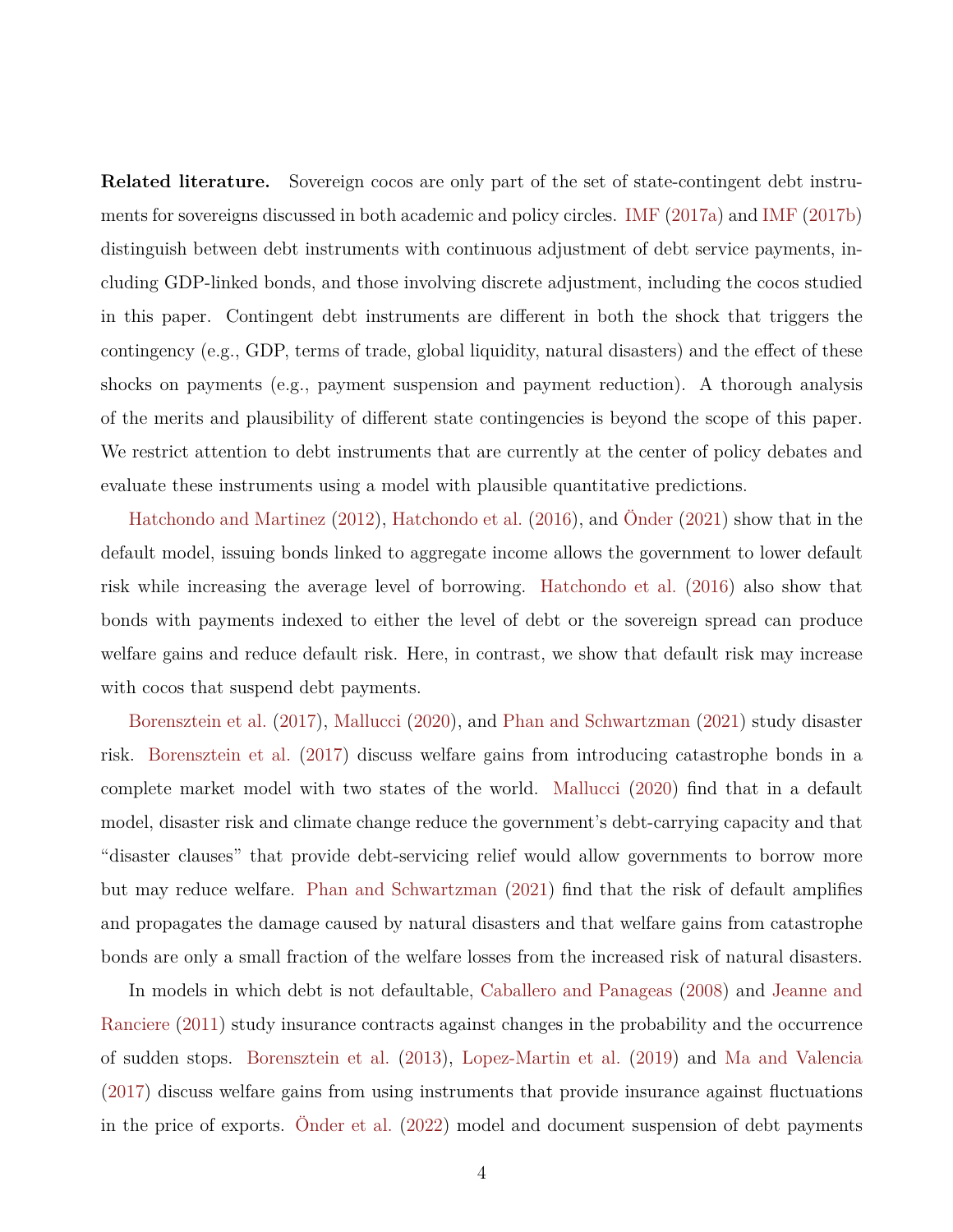**Related literature.** Sovereign cocos are only part of the set of state-contingent debt instruments for sovereigns discussed in both academic and policy circles. IMF (2017a) and IMF (2017b) distinguish between debt instruments with continuous adjustment of debt service payments, including GDP-linked bonds, and those involving discrete adjustment, including the cocos studied in this paper. Contingent debt instruments are different in both the shock that triggers the contingency (e.g., GDP, terms of trade, global liquidity, natural disasters) and the effect of these shocks on payments (e.g., payment suspension and payment reduction). A thorough analysis of the merits and plausibility of different state contingencies is beyond the scope of this paper. We restrict attention to debt instruments that are currently at the center of policy debates and evaluate these instruments using a model with plausible quantitative predictions.

Hatchondo and Martinez (2012), Hatchondo et al. (2016), and Önder (2021) show that in the default model, issuing bonds linked to aggregate income allows the government to lower default risk while increasing the average level of borrowing. Hatchondo et al. (2016) also show that bonds with payments indexed to either the level of debt or the sovereign spread can produce welfare gains and reduce default risk. Here, in contrast, we show that default risk may increase with cocos that suspend debt payments.

Borensztein et al. (2017), Mallucci (2020), and Phan and Schwartzman (2021) study disaster risk. Borensztein et al. (2017) discuss welfare gains from introducing catastrophe bonds in a complete market model with two states of the world. Mallucci (2020) find that in a default model, disaster risk and climate change reduce the government's debt-carrying capacity and that "disaster clauses" that provide debt-servicing relief would allow governments to borrow more but may reduce welfare. Phan and Schwartzman (2021) find that the risk of default amplifies and propagates the damage caused by natural disasters and that welfare gains from catastrophe bonds are only a small fraction of the welfare losses from the increased risk of natural disasters.

In models in which debt is not defaultable, Caballero and Panageas (2008) and Jeanne and Ranciere (2011) study insurance contracts against changes in the probability and the occurrence of sudden stops. Borensztein et al. (2013), Lopez-Martin et al. (2019) and Ma and Valencia (2017) discuss welfare gains from using instruments that provide insurance against fluctuations in the price of exports. Önder et al. (2022) model and document suspension of debt payments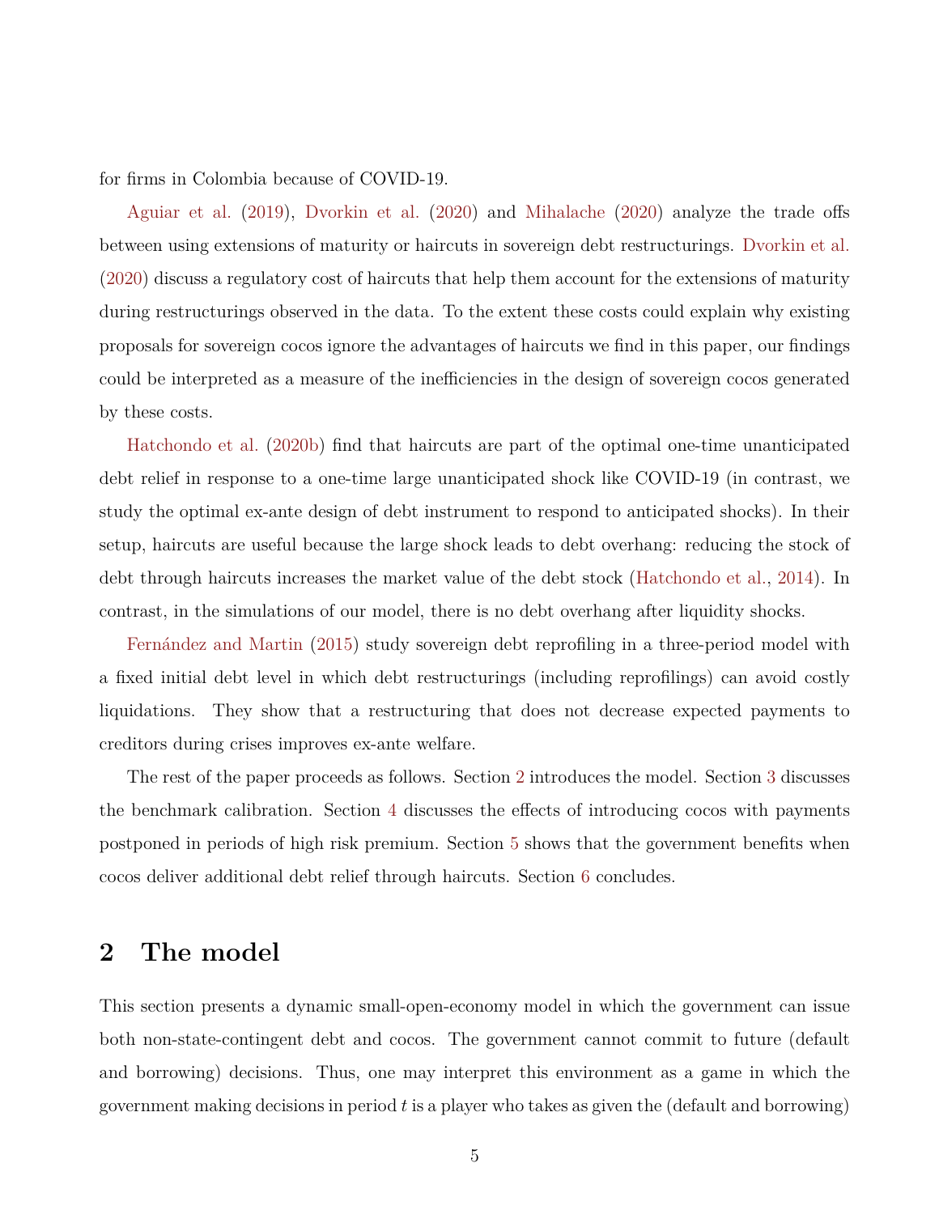for firms in Colombia because of COVID-19.

Aguiar et al. (2019), Dvorkin et al. (2020) and Mihalache (2020) analyze the trade offs between using extensions of maturity or haircuts in sovereign debt restructurings. Dvorkin et al. (2020) discuss a regulatory cost of haircuts that help them account for the extensions of maturity during restructurings observed in the data. To the extent these costs could explain why existing proposals for sovereign cocos ignore the advantages of haircuts we find in this paper, our findings could be interpreted as a measure of the inefficiencies in the design of sovereign cocos generated by these costs.

Hatchondo et al. (2020b) find that haircuts are part of the optimal one-time unanticipated debt relief in response to a one-time large unanticipated shock like COVID-19 (in contrast, we study the optimal ex-ante design of debt instrument to respond to anticipated shocks). In their setup, haircuts are useful because the large shock leads to debt overhang: reducing the stock of debt through haircuts increases the market value of the debt stock (Hatchondo et al., 2014). In contrast, in the simulations of our model, there is no debt overhang after liquidity shocks.

Fernández and Martin (2015) study sovereign debt reprofiling in a three-period model with a fixed initial debt level in which debt restructurings (including reprofilings) can avoid costly liquidations. They show that a restructuring that does not decrease expected payments to creditors during crises improves ex-ante welfare.

The rest of the paper proceeds as follows. Section 2 introduces the model. Section 3 discusses the benchmark calibration. Section 4 discusses the effects of introducing cocos with payments postponed in periods of high risk premium. Section 5 shows that the government benefits when cocos deliver additional debt relief through haircuts. Section 6 concludes.

## 2 The model

This section presents a dynamic small-open-economy model in which the government can issue both non-state-contingent debt and cocos. The government cannot commit to future (default and borrowing) decisions. Thus, one may interpret this environment as a game in which the government making decisions in period $t$ is a player who takes as given the (default and borrowing)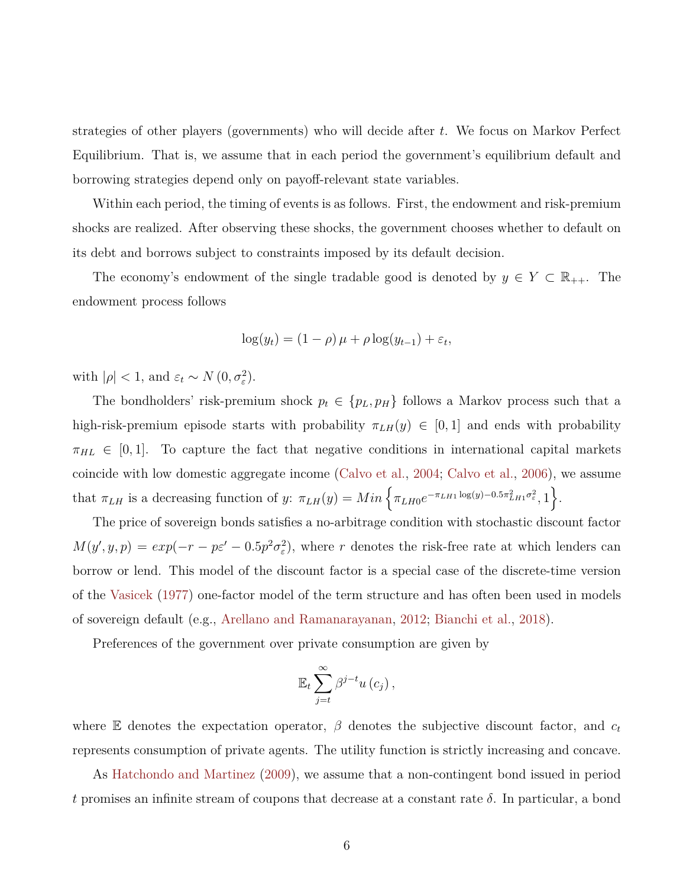strategies of other players (governments) who will decide after $t$. We focus on Markov Perfect Equilibrium. That is, we assume that in each period the government's equilibrium default and borrowing strategies depend only on payoff-relevant state variables.

Within each period, the timing of events is as follows. First, the endowment and risk-premium shocks are realized. After observing these shocks, the government chooses whether to default on its debt and borrows subject to constraints imposed by its default decision.

The economy's endowment of the single tradable good is denoted by $y \in Y \subset \mathbb{R}_{++}$. The endowment process follows

$$\log(y_t) = (1-\rho)\,\mu + \rho \log(y_{t-1}) + \varepsilon_t,$$

with $|\rho| < 1$, and $\varepsilon_t \sim N\left(0, \sigma_\varepsilon^2\right)$.

The bondholders' risk-premium shock $p_t \in \{p_L, p_H\}$ follows a Markov process such that a high-risk-premium episode starts with probability $\pi_{LH}(y) \in [0,1]$ and ends with probability $\pi_{HL} \in [0,1]$. To capture the fact that negative conditions in international capital markets coincide with low domestic aggregate income (Calvo et al., 2004; Calvo et al., 2006), we assume that $\pi_{LH}$ is a decreasing function of $y$: $\pi_{LH}(y) = Min\left\{\pi_{LH0} e^{-\pi_{LH1}\log(y) - 0.5\pi_{LH1}^2\sigma_\varepsilon^2}, 1\right\}$.

The price of sovereign bonds satisfies a no-arbitrage condition with stochastic discount factor $M(y', y, p) = exp(-r - p\varepsilon' - 0.5p^2\sigma_\varepsilon^2)$, where $r$ denotes the risk-free rate at which lenders can borrow or lend. This model of the discount factor is a special case of the discrete-time version of the Vasicek (1977) one-factor model of the term structure and has often been used in models of sovereign default (e.g., Arellano and Ramanarayanan, 2012; Bianchi et al., 2018).

Preferences of the government over private consumption are given by

$$\mathbb{E}_t \sum_{j=t}^{\infty} \beta^{j-t} u\left(c_j\right),$$

where $\mathbb{E}$ denotes the expectation operator, $\beta$ denotes the subjective discount factor, and $c_t$ represents consumption of private agents. The utility function is strictly increasing and concave.

As Hatchondo and Martinez (2009), we assume that a non-contingent bond issued in period $t$ promises an infinite stream of coupons that decrease at a constant rate $\delta$. In particular, a bond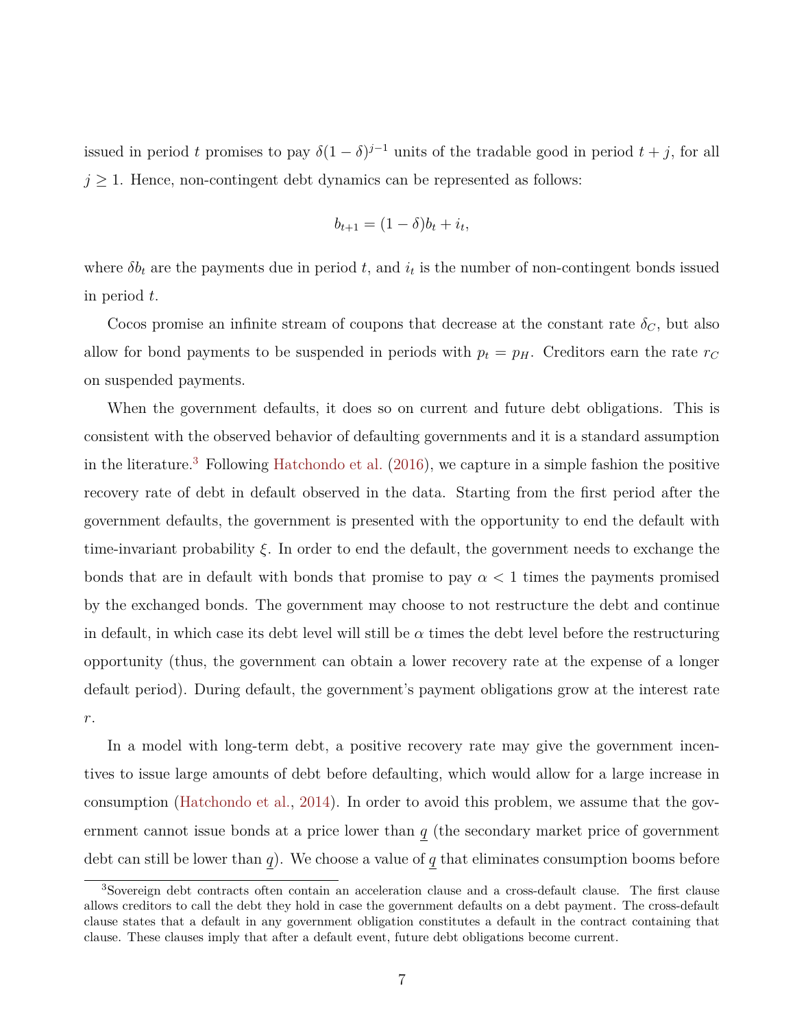issued in period $t$ promises to pay $\delta(1-\delta)^{j-1}$ units of the tradable good in period $t+j$, for all $j \geq 1$. Hence, non-contingent debt dynamics can be represented as follows:

$$b_{t+1} = (1-\delta)b_t + i_t,$$

where $\delta b_t$ are the payments due in period $t$, and $i_t$ is the number of non-contingent bonds issued in period $t$.

Cocos promise an infinite stream of coupons that decrease at the constant rate $\delta_C$, but also allow for bond payments to be suspended in periods with $p_t = p_H$. Creditors earn the rate $r_C$ on suspended payments.

When the government defaults, it does so on current and future debt obligations. This is consistent with the observed behavior of defaulting governments and it is a standard assumption in the literature.[3] Following Hatchondo et al. (2016), we capture in a simple fashion the positive recovery rate of debt in default observed in the data. Starting from the first period after the government defaults, the government is presented with the opportunity to end the default with time-invariant probability $\xi$. In order to end the default, the government needs to exchange the bonds that are in default with bonds that promise to pay $\alpha < 1$ times the payments promised by the exchanged bonds. The government may choose to not restructure the debt and continue in default, in which case its debt level will still be $\alpha$ times the debt level before the restructuring opportunity (thus, the government can obtain a lower recovery rate at the expense of a longer default period). During default, the government's payment obligations grow at the interest rate $r$.

In a model with long-term debt, a positive recovery rate may give the government incentives to issue large amounts of debt before defaulting, which would allow for a large increase in consumption (Hatchondo et al., 2014). In order to avoid this problem, we assume that the government cannot issue bonds at a price lower than $\underline{q}$ (the secondary market price of government debt can still be lower than $\underline{q}$). We choose a value of $\underline{q}$ that eliminates consumption booms before

[3] Sovereign debt contracts often contain an acceleration clause and a cross-default clause. The first clause allows creditors to call the debt they hold in case the government defaults on a debt payment. The cross-default clause states that a default in any government obligation constitutes a default in the contract containing that clause. These clauses imply that after a default event, future debt obligations become current.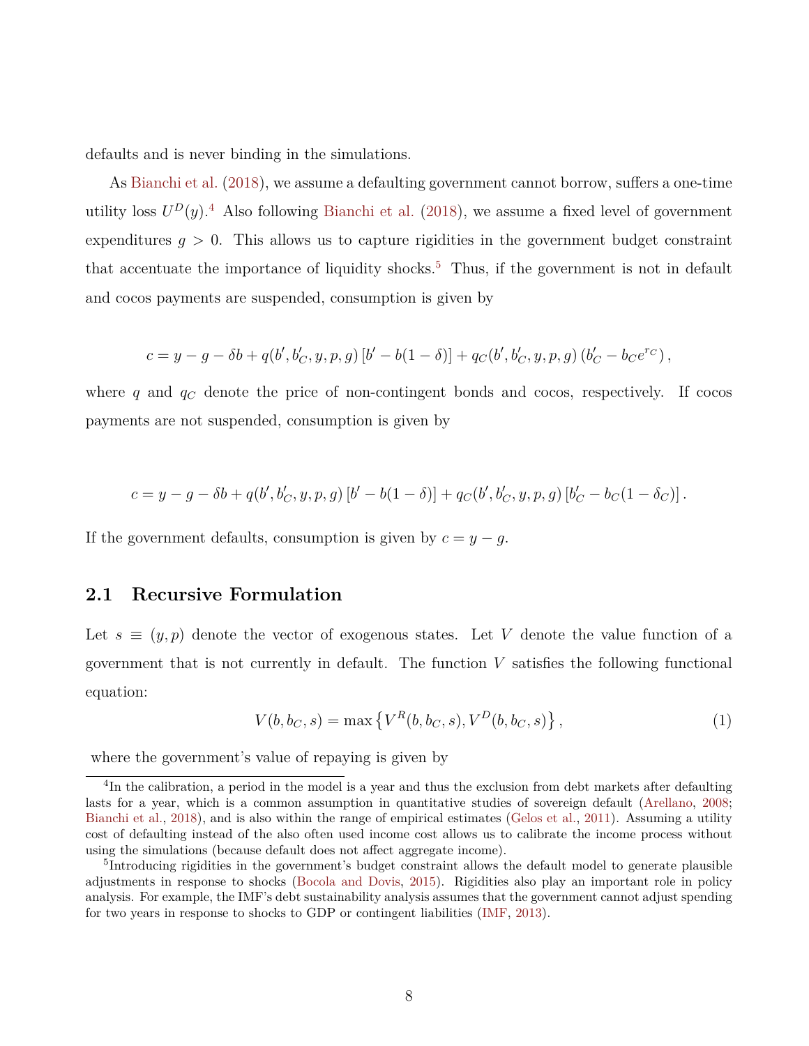defaults and is never binding in the simulations.

As Bianchi et al. (2018), we assume a defaulting government cannot borrow, suffers a one-time utility loss $U^D(y)$.[4] Also following Bianchi et al. (2018), we assume a fixed level of government expenditures $g > 0$. This allows us to capture rigidities in the government budget constraint that accentuate the importance of liquidity shocks.[5] Thus, if the government is not in default and cocos payments are suspended, consumption is given by

$$c = y - g - \delta b + q(b', b'_C, y, p, g)\,[b' - b(1-\delta)] + q_C(b', b'_C, y, p, g)\,(b'_C - b_C e^{r_C})\,,$$

where $q$ and $q_C$ denote the price of non-contingent bonds and cocos, respectively. If cocos payments are not suspended, consumption is given by

$$c = y - g - \delta b + q(b', b'_C, y, p, g)\,[b' - b(1-\delta)] + q_C(b', b'_C, y, p, g)\,[b'_C - b_C(1-\delta_C)]\,.$$

If the government defaults, consumption is given by $c = y - g$.

## 2.1 Recursive Formulation

Let $s \equiv (y, p)$ denote the vector of exogenous states. Let $V$ denote the value function of a government that is not currently in default. The function $V$ satisfies the following functional equation:

$$V(b, b_C, s) = \max\left\{V^R(b, b_C, s), V^D(b, b_C, s)\right\}, \tag{1}$$

where the government's value of repaying is given by

---

[4] In the calibration, a period in the model is a year and thus the exclusion from debt markets after defaulting lasts for a year, which is a common assumption in quantitative studies of sovereign default (Arellano, 2008; Bianchi et al., 2018), and is also within the range of empirical estimates (Gelos et al., 2011). Assuming a utility cost of defaulting instead of the also often used income cost allows us to calibrate the income process without using the simulations (because default does not affect aggregate income).

[5] Introducing rigidities in the government's budget constraint allows the default model to generate plausible adjustments in response to shocks (Bocola and Dovis, 2015). Rigidities also play an important role in policy analysis. For example, the IMF's debt sustainability analysis assumes that the government cannot adjust spending for two years in response to shocks to GDP or contingent liabilities (IMF, 2013).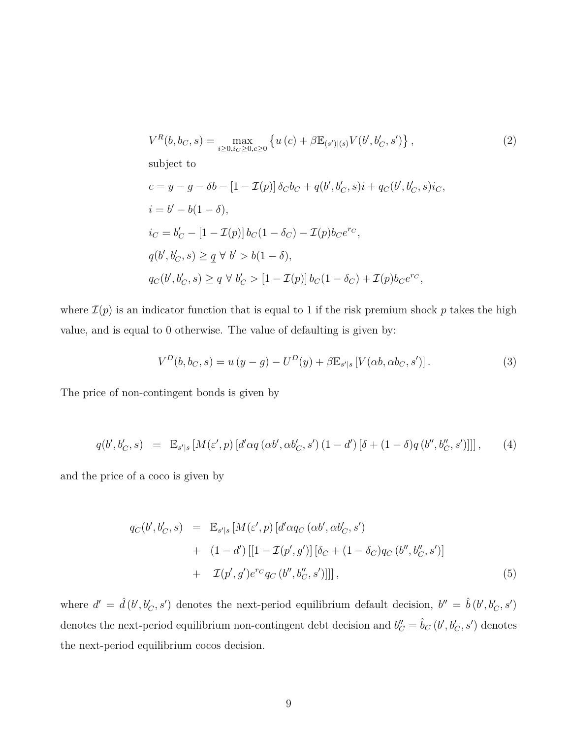$$V^R(b, b_C, s) = \max_{i \geq 0, i_C \geq 0, c \geq 0} \left\{ u\left(c\right) + \beta \mathbb{E}_{(s')|(s)} V(b', b'_C, s') \right\}, \tag{2}$$

subject to

$$c = y - g - \delta b - \left[1 - \mathcal{I}(p)\right] \delta_C b_C + q(b', b'_C, s) i + q_C(b', b'_C, s) i_C,$$

$$i = b' - b(1 - \delta),$$

$$i_C = b'_C - \left[1 - \mathcal{I}(p)\right] b_C (1 - \delta_C) - \mathcal{I}(p) b_C e^{r_C},$$

$$q(b', b'_C, s) \geq \underline{q} \ \forall \ b' > b(1 - \delta),$$

$$q_C(b', b'_C, s) \geq \underline{q} \ \forall \ b'_C > \left[1 - \mathcal{I}(p)\right] b_C (1 - \delta_C) + \mathcal{I}(p) b_C e^{r_C},$$

where $\mathcal{I}(p)$ is an indicator function that is equal to 1 if the risk premium shock $p$ takes the high value, and is equal to 0 otherwise. The value of defaulting is given by:

$$V^D(b, b_C, s) = u\left(y - g\right) - U^D(y) + \beta \mathbb{E}_{s'|s} \left[V\left(\alpha b, \alpha b_C, s'\right)\right]. \tag{3}$$

The price of non-contingent bonds is given by

$$q(b', b'_C, s) \quad = \quad \mathbb{E}_{s'|s} \left[M(\varepsilon', p) \left[d' \alpha q\left(\alpha b', \alpha b'_C, s'\right) \left(1 - d'\right) \left[\delta + (1 - \delta) q\left(b'', b''_C, s'\right)\right]\right]\right], \tag{4}$$

and the price of a coco is given by

$$\begin{aligned} q_C(b', b'_C, s) \quad &= \quad \mathbb{E}_{s'|s} \left[M(\varepsilon', p) \left[d' \alpha q_C\left(\alpha b', \alpha b'_C, s'\right)\right.\right. \\ &+ \quad (1 - d') \left[\left[1 - \mathcal{I}(p', g')\right] \left[\delta_C + (1 - \delta_C) q_C\left(b'', b''_C, s'\right)\right]\right. \\ &+ \quad \left.\left.\left.\mathcal{I}(p', g') e^{r_C} q_C\left(b'', b''_C, s'\right)\right]\right]\right], \end{aligned} \tag{5}$$

where $d' = \hat{d}\left(b', b'_C, s'\right)$ denotes the next-period equilibrium default decision, $b'' = \hat{b}\left(b', b'_C, s'\right)$ denotes the next-period equilibrium non-contingent debt decision and $b''_C = \hat{b}_C\left(b', b'_C, s'\right)$ denotes the next-period equilibrium cocos decision.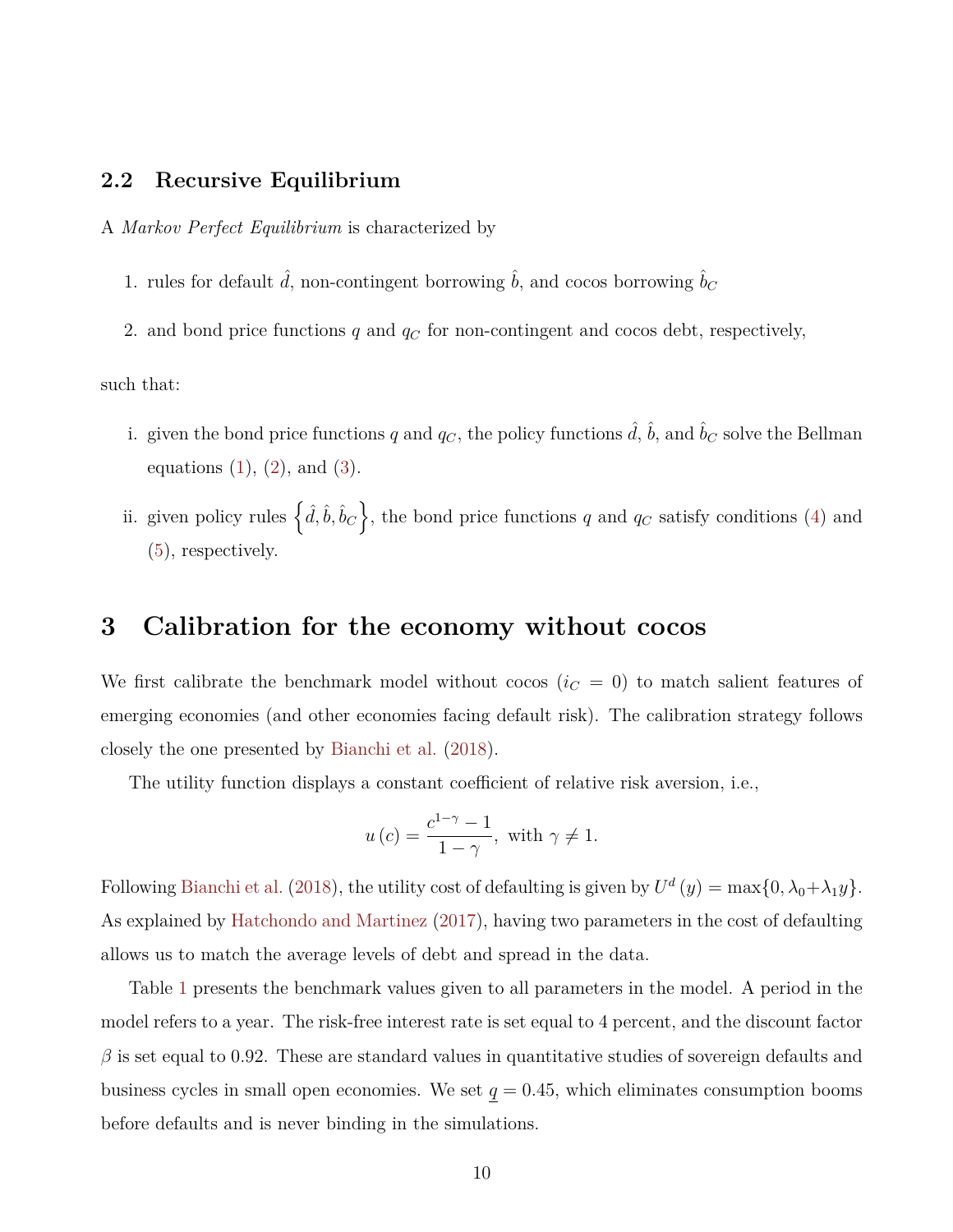### 2.2 Recursive Equilibrium

A *Markov Perfect Equilibrium* is characterized by

1. rules for default $\hat{d}$, non-contingent borrowing $\hat{b}$, and cocos borrowing $\hat{b}_C$
2. and bond price functions $q$ and $q_C$ for non-contingent and cocos debt, respectively,

such that:

i. given the bond price functions $q$ and $q_C$, the policy functions $\hat{d}$, $\hat{b}$, and $\hat{b}_C$ solve the Bellman equations (1), (2), and (3).

ii. given policy rules $\left\{\hat{d}, \hat{b}, \hat{b}_C\right\}$, the bond price functions $q$ and $q_C$ satisfy conditions (4) and (5), respectively.

## 3 Calibration for the economy without cocos

We first calibrate the benchmark model without cocos ($i_C = 0$) to match salient features of emerging economies (and other economies facing default risk). The calibration strategy follows closely the one presented by Bianchi et al. (2018).

The utility function displays a constant coefficient of relative risk aversion, i.e.,

$$u\left(c\right) = \frac{c^{1-\gamma} - 1}{1-\gamma}, \text{ with } \gamma \neq 1.$$

Following Bianchi et al. (2018), the utility cost of defaulting is given by $U^d\left(y\right) = \max\{0, \lambda_0 + \lambda_1 y\}$. As explained by Hatchondo and Martinez (2017), having two parameters in the cost of defaulting allows us to match the average levels of debt and spread in the data.

Table 1 presents the benchmark values given to all parameters in the model. A period in the model refers to a year. The risk-free interest rate is set equal to 4 percent, and the discount factor $\beta$ is set equal to 0.92. These are standard values in quantitative studies of sovereign defaults and business cycles in small open economies. We set $\underline{q} = 0.45$, which eliminates consumption booms before defaults and is never binding in the simulations.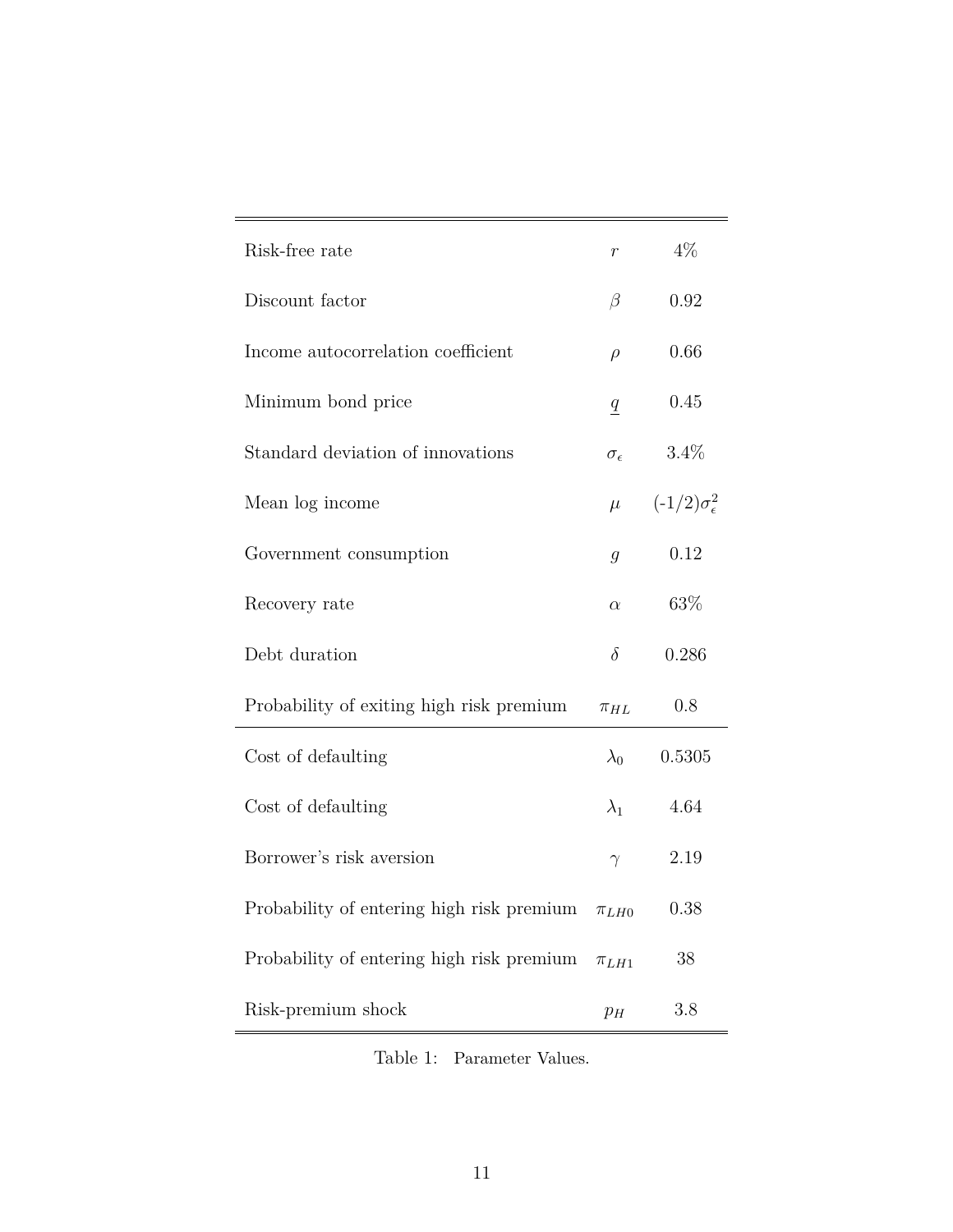| Parameter | Symbol | Value |
|---|---|---|
| Risk-free rate | $r$ | 4% |
| Discount factor | $\beta$ | 0.92 |
| Income autocorrelation coefficient | $\rho$ | 0.66 |
| Minimum bond price | $\underline{q}$ | 0.45 |
| Standard deviation of innovations | $\sigma_\epsilon$ | 3.4% |
| Mean log income | $\mu$ | $(-1/2)\sigma_\epsilon^2$ |
| Government consumption | $g$ | 0.12 |
| Recovery rate | $\alpha$ | 63% |
| Debt duration | $\delta$ | 0.286 |
| Probability of exiting high risk premium | $\pi_{HL}$ | 0.8 |
| Cost of defaulting | $\lambda_0$ | 0.5305 |
| Cost of defaulting | $\lambda_1$ | 4.64 |
| Borrower's risk aversion | $\gamma$ | 2.19 |
| Probability of entering high risk premium | $\pi_{LH0}$ | 0.38 |
| Probability of entering high risk premium | $\pi_{LH1}$ | 38 |
| Risk-premium shock | $p_H$ | 3.8 |

Table 1: Parameter Values.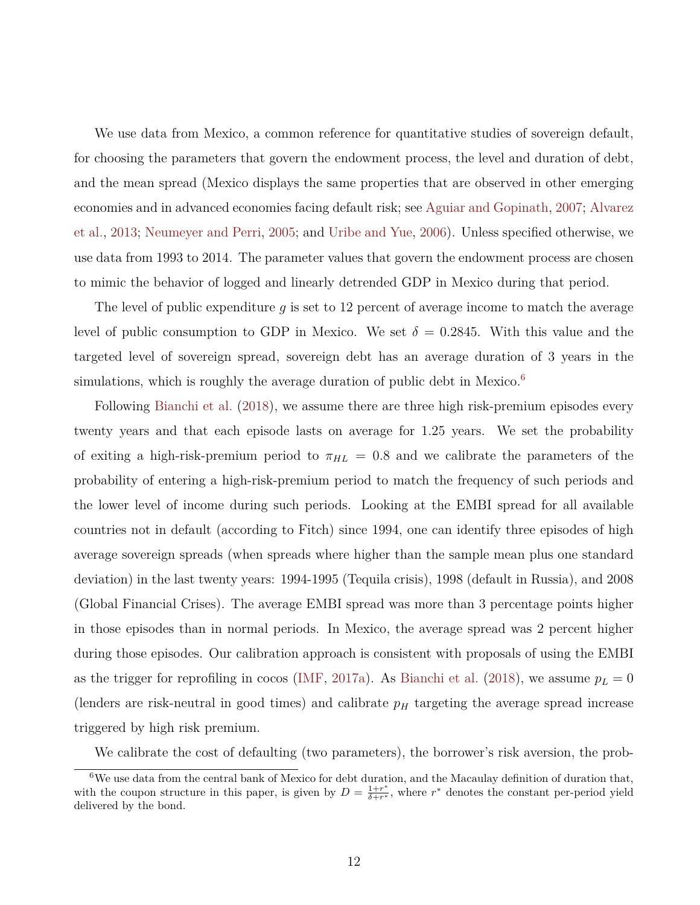We use data from Mexico, a common reference for quantitative studies of sovereign default, for choosing the parameters that govern the endowment process, the level and duration of debt, and the mean spread (Mexico displays the same properties that are observed in other emerging economies and in advanced economies facing default risk; see Aguiar and Gopinath, 2007; Alvarez et al., 2013; Neumeyer and Perri, 2005; and Uribe and Yue, 2006). Unless specified otherwise, we use data from 1993 to 2014. The parameter values that govern the endowment process are chosen to mimic the behavior of logged and linearly detrended GDP in Mexico during that period.

The level of public expenditure $g$ is set to 12 percent of average income to match the average level of public consumption to GDP in Mexico. We set $\delta = 0.2845$. With this value and the targeted level of sovereign spread, sovereign debt has an average duration of 3 years in the simulations, which is roughly the average duration of public debt in Mexico.[6]

Following Bianchi et al. (2018), we assume there are three high risk-premium episodes every twenty years and that each episode lasts on average for 1.25 years. We set the probability of exiting a high-risk-premium period to $\pi_{HL} = 0.8$ and we calibrate the parameters of the probability of entering a high-risk-premium period to match the frequency of such periods and the lower level of income during such periods. Looking at the EMBI spread for all available countries not in default (according to Fitch) since 1994, one can identify three episodes of high average sovereign spreads (when spreads where higher than the sample mean plus one standard deviation) in the last twenty years: 1994-1995 (Tequila crisis), 1998 (default in Russia), and 2008 (Global Financial Crises). The average EMBI spread was more than 3 percentage points higher in those episodes than in normal periods. In Mexico, the average spread was 2 percent higher during those episodes. Our calibration approach is consistent with proposals of using the EMBI as the trigger for reprofiling in cocos (IMF, 2017a). As Bianchi et al. (2018), we assume $p_L = 0$ (lenders are risk-neutral in good times) and calibrate $p_H$ targeting the average spread increase triggered by high risk premium.

We calibrate the cost of defaulting (two parameters), the borrower's risk aversion, the prob-

[6] We use data from the central bank of Mexico for debt duration, and the Macaulay definition of duration that, with the coupon structure in this paper, is given by $D = \frac{1+r^*}{\delta + r^*}$, where $r^*$ denotes the constant per-period yield delivered by the bond.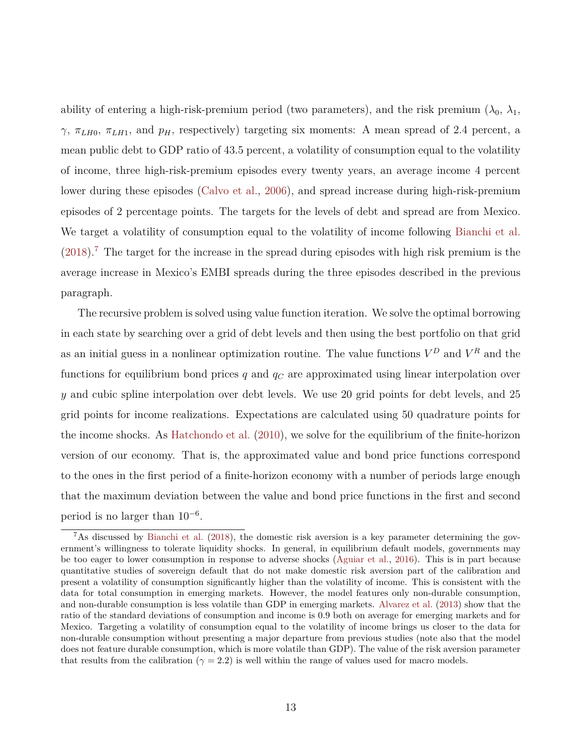ability of entering a high-risk-premium period (two parameters), and the risk premium ($\lambda_0$, $\lambda_1$, $\gamma$, $\pi_{LH0}$, $\pi_{LH1}$, and $p_H$, respectively) targeting six moments: A mean spread of 2.4 percent, a mean public debt to GDP ratio of 43.5 percent, a volatility of consumption equal to the volatility of income, three high-risk-premium episodes every twenty years, an average income 4 percent lower during these episodes (Calvo et al., 2006), and spread increase during high-risk-premium episodes of 2 percentage points. The targets for the levels of debt and spread are from Mexico. We target a volatility of consumption equal to the volatility of income following Bianchi et al. (2018).[7] The target for the increase in the spread during episodes with high risk premium is the average increase in Mexico's EMBI spreads during the three episodes described in the previous paragraph.

The recursive problem is solved using value function iteration. We solve the optimal borrowing in each state by searching over a grid of debt levels and then using the best portfolio on that grid as an initial guess in a nonlinear optimization routine. The value functions $V^D$ and $V^R$ and the functions for equilibrium bond prices $q$ and $q_C$ are approximated using linear interpolation over $y$ and cubic spline interpolation over debt levels. We use 20 grid points for debt levels, and 25 grid points for income realizations. Expectations are calculated using 50 quadrature points for the income shocks. As Hatchondo et al. (2010), we solve for the equilibrium of the finite-horizon version of our economy. That is, the approximated value and bond price functions correspond to the ones in the first period of a finite-horizon economy with a number of periods large enough that the maximum deviation between the value and bond price functions in the first and second period is no larger than $10^{-6}$.

[7] As discussed by Bianchi et al. (2018), the domestic risk aversion is a key parameter determining the government's willingness to tolerate liquidity shocks. In general, in equilibrium default models, governments may be too eager to lower consumption in response to adverse shocks (Aguiar et al., 2016). This is in part because quantitative studies of sovereign default that do not make domestic risk aversion part of the calibration and present a volatility of consumption significantly higher than the volatility of income. This is consistent with the data for total consumption in emerging markets. However, the model features only non-durable consumption, and non-durable consumption is less volatile than GDP in emerging markets. Alvarez et al. (2013) show that the ratio of the standard deviations of consumption and income is 0.9 both on average for emerging markets and for Mexico. Targeting a volatility of consumption equal to the volatility of income brings us closer to the data for non-durable consumption without presenting a major departure from previous studies (note also that the model does not feature durable consumption, which is more volatile than GDP). The value of the risk aversion parameter that results from the calibration ($\gamma = 2.2$) is well within the range of values used for macro models.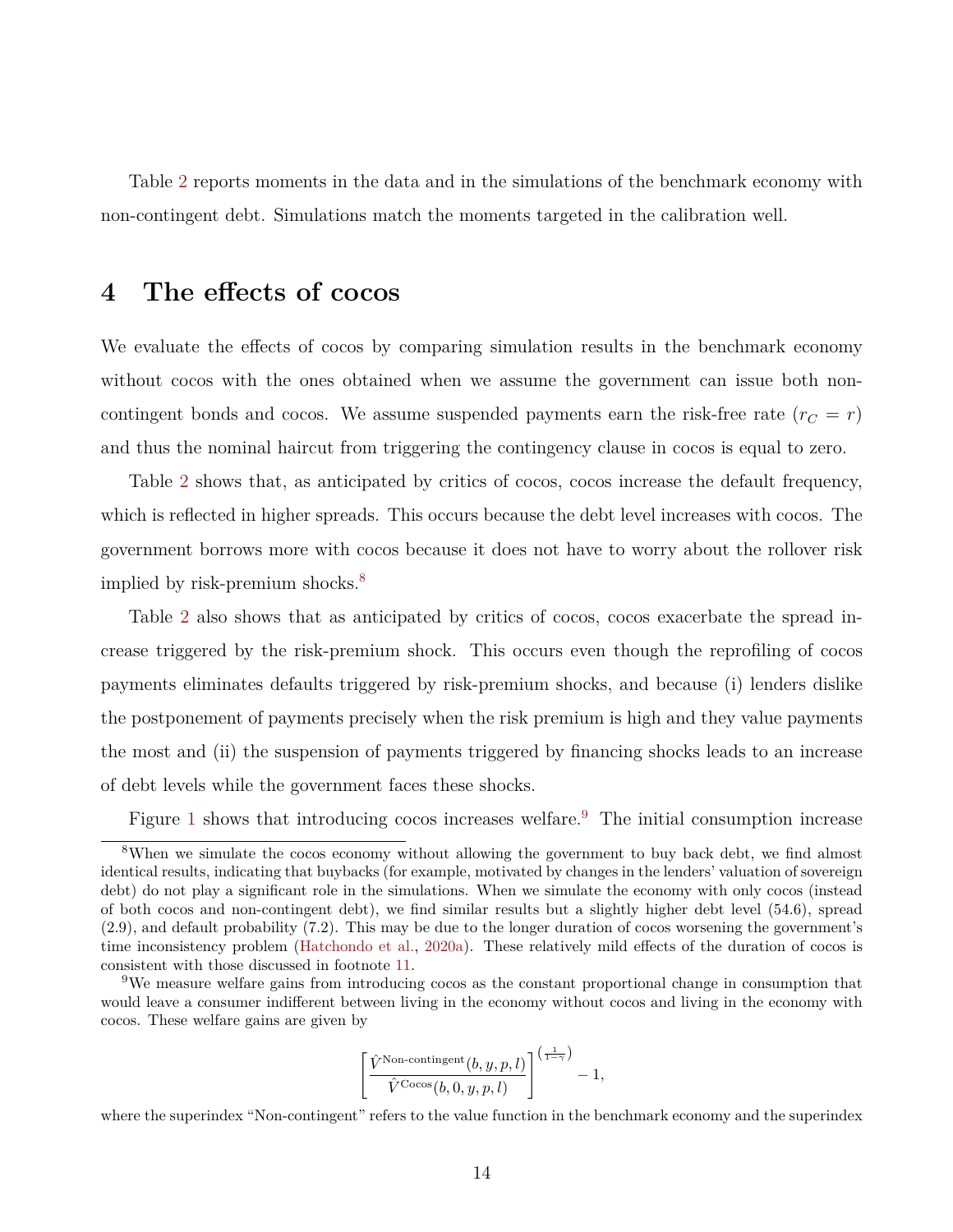Table 2 reports moments in the data and in the simulations of the benchmark economy with non-contingent debt. Simulations match the moments targeted in the calibration well.

# 4 The effects of cocos

We evaluate the effects of cocos by comparing simulation results in the benchmark economy without cocos with the ones obtained when we assume the government can issue both non-contingent bonds and cocos. We assume suspended payments earn the risk-free rate ($r_C = r$) and thus the nominal haircut from triggering the contingency clause in cocos is equal to zero.

Table 2 shows that, as anticipated by critics of cocos, cocos increase the default frequency, which is reflected in higher spreads. This occurs because the debt level increases with cocos. The government borrows more with cocos because it does not have to worry about the rollover risk implied by risk-premium shocks.[8]

Table 2 also shows that as anticipated by critics of cocos, cocos exacerbate the spread increase triggered by the risk-premium shock. This occurs even though the reprofiling of cocos payments eliminates defaults triggered by risk-premium shocks, and because (i) lenders dislike the postponement of payments precisely when the risk premium is high and they value payments the most and (ii) the suspension of payments triggered by financing shocks leads to an increase of debt levels while the government faces these shocks.

Figure 1 shows that introducing cocos increases welfare.[9] The initial consumption increase

[8]When we simulate the cocos economy without allowing the government to buy back debt, we find almost identical results, indicating that buybacks (for example, motivated by changes in the lenders' valuation of sovereign debt) do not play a significant role in the simulations. When we simulate the economy with only cocos (instead of both cocos and non-contingent debt), we find similar results but a slightly higher debt level (54.6), spread (2.9), and default probability (7.2). This may be due to the longer duration of cocos worsening the government's time inconsistency problem (Hatchondo et al., 2020a). These relatively mild effects of the duration of cocos is consistent with those discussed in footnote 11.

[9]We measure welfare gains from introducing cocos as the constant proportional change in consumption that would leave a consumer indifferent between living in the economy without cocos and living in the economy with cocos. These welfare gains are given by

$$\left[\frac{\hat{V}^{\text{Non-contingent}}(b,y,p,l)}{\hat{V}^{\text{Cocos}}(b,0,y,p,l)}\right]^{\left(\frac{1}{1-\gamma}\right)} - 1,$$

where the superindex "Non-contingent" refers to the value function in the benchmark economy and the superindex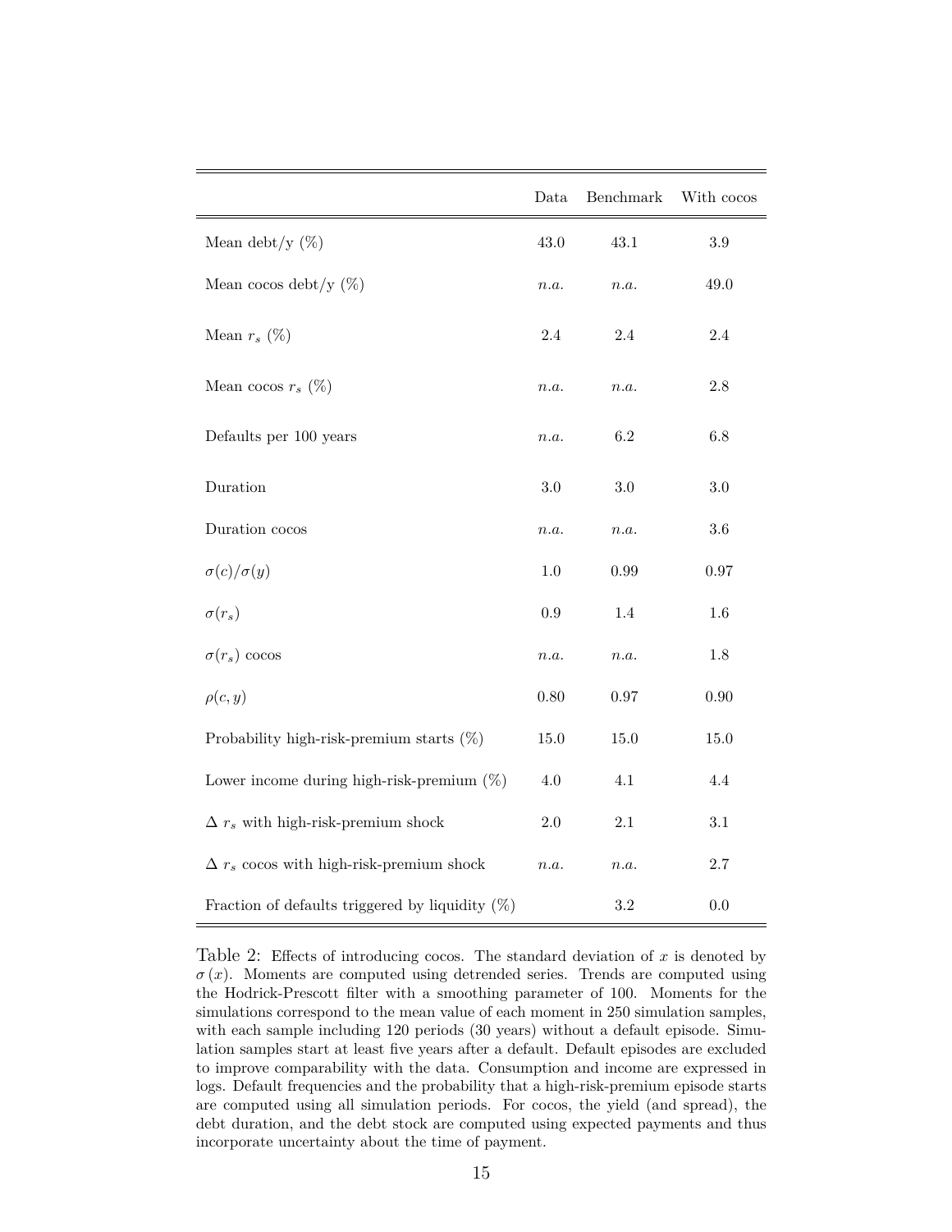| | Data | Benchmark | With cocos |
|---|---|---|---|
| Mean debt/y (%) | 43.0 | 43.1 | 3.9 |
| Mean cocos debt/y (%) | *n.a.* | *n.a.* | 49.0 |
| Mean $r_s$ (%) | 2.4 | 2.4 | 2.4 |
| Mean cocos $r_s$ (%) | *n.a.* | *n.a.* | 2.8 |
| Defaults per 100 years | *n.a.* | 6.2 | 6.8 |
| Duration | 3.0 | 3.0 | 3.0 |
| Duration cocos | *n.a.* | *n.a.* | 3.6 |
| $\sigma(c)/\sigma(y)$ | 1.0 | 0.99 | 0.97 |
| $\sigma(r_s)$ | 0.9 | 1.4 | 1.6 |
| $\sigma(r_s)$ cocos | *n.a.* | *n.a.* | 1.8 |
| $\rho(c, y)$ | 0.80 | 0.97 | 0.90 |
| Probability high-risk-premium starts (%) | 15.0 | 15.0 | 15.0 |
| Lower income during high-risk-premium (%) | 4.0 | 4.1 | 4.4 |
| $\Delta$ $r_s$ with high-risk-premium shock | 2.0 | 2.1 | 3.1 |
| $\Delta$ $r_s$ cocos with high-risk-premium shock | *n.a.* | *n.a.* | 2.7 |
| Fraction of defaults triggered by liquidity (%) | | 3.2 | 0.0 |

Table 2: Effects of introducing cocos. The standard deviation of $x$ is denoted by $\sigma(x)$. Moments are computed using detrended series. Trends are computed using the Hodrick-Prescott filter with a smoothing parameter of 100. Moments for the simulations correspond to the mean value of each moment in 250 simulation samples, with each sample including 120 periods (30 years) without a default episode. Simulation samples start at least five years after a default. Default episodes are excluded to improve comparability with the data. Consumption and income are expressed in logs. Default frequencies and the probability that a high-risk-premium episode starts are computed using all simulation periods. For cocos, the yield (and spread), the debt duration, and the debt stock are computed using expected payments and thus incorporate uncertainty about the time of payment.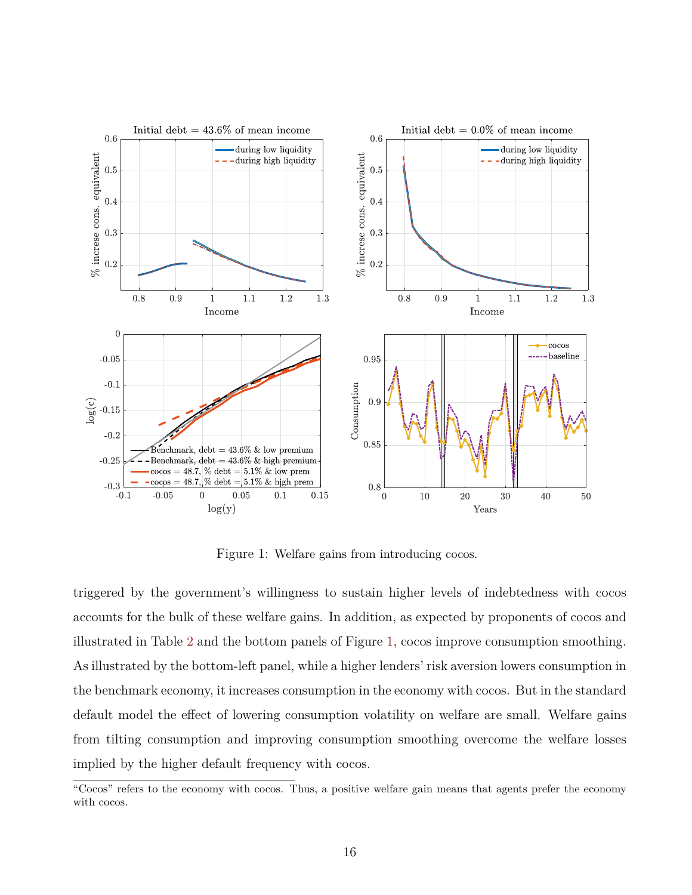Figure 1: Welfare gains from introducing cocos.

triggered by the government's willingness to sustain higher levels of indebtedness with cocos accounts for the bulk of these welfare gains. In addition, as expected by proponents of cocos and illustrated in Table 2 and the bottom panels of Figure 1, cocos improve consumption smoothing. As illustrated by the bottom-left panel, while a higher lenders' risk aversion lowers consumption in the benchmark economy, it increases consumption in the economy with cocos. But in the standard default model the effect of lowering consumption volatility on welfare are small. Welfare gains from tilting consumption and improving consumption smoothing overcome the welfare losses implied by the higher default frequency with cocos.

"Cocos" refers to the economy with cocos. Thus, a positive welfare gain means that agents prefer the economy with cocos.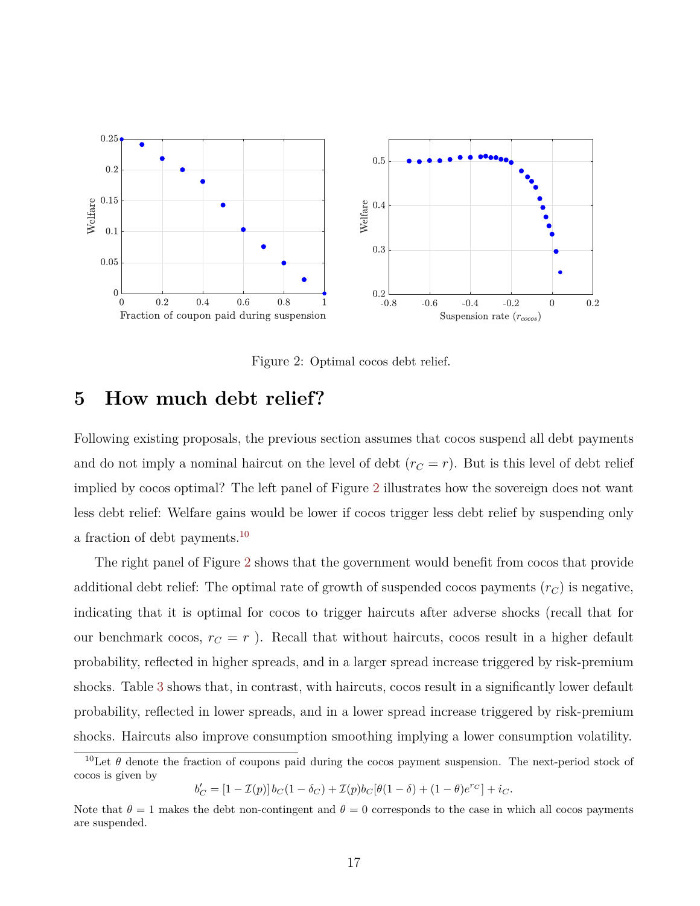Figure 2: Optimal cocos debt relief.

## 5 How much debt relief?

Following existing proposals, the previous section assumes that cocos suspend all debt payments and do not imply a nominal haircut on the level of debt ($r_C = r$). But is this level of debt relief implied by cocos optimal? The left panel of Figure 2 illustrates how the sovereign does not want less debt relief: Welfare gains would be lower if cocos trigger less debt relief by suspending only a fraction of debt payments.[10]

The right panel of Figure 2 shows that the government would benefit from cocos that provide additional debt relief: The optimal rate of growth of suspended cocos payments ($r_C$) is negative, indicating that it is optimal for cocos to trigger haircuts after adverse shocks (recall that for our benchmark cocos, $r_C = r$ ). Recall that without haircuts, cocos result in a higher default probability, reflected in higher spreads, and in a larger spread increase triggered by risk-premium shocks. Table 3 shows that, in contrast, with haircuts, cocos result in a significantly lower default probability, reflected in lower spreads, and in a lower spread increase triggered by risk-premium shocks. Haircuts also improve consumption smoothing implying a lower consumption volatility.

[10] Let $\theta$ denote the fraction of coupons paid during the cocos payment suspension. The next-period stock of cocos is given by

$$b'_C = [1 - \mathcal{I}(p)]\, b_C(1 - \delta_C) + \mathcal{I}(p) b_C[\theta(1 - \delta) + (1 - \theta)e^{r_C}] + i_C.$$

Note that $\theta = 1$ makes the debt non-contingent and $\theta = 0$ corresponds to the case in which all cocos payments are suspended.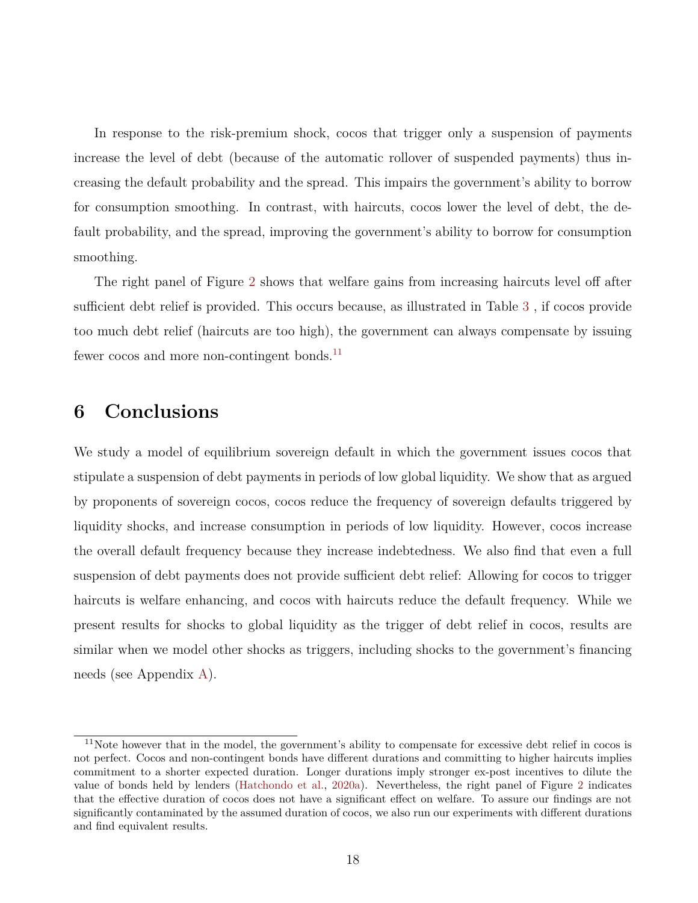In response to the risk-premium shock, cocos that trigger only a suspension of payments increase the level of debt (because of the automatic rollover of suspended payments) thus increasing the default probability and the spread. This impairs the government's ability to borrow for consumption smoothing. In contrast, with haircuts, cocos lower the level of debt, the default probability, and the spread, improving the government's ability to borrow for consumption smoothing.

The right panel of Figure 2 shows that welfare gains from increasing haircuts level off after sufficient debt relief is provided. This occurs because, as illustrated in Table 3 , if cocos provide too much debt relief (haircuts are too high), the government can always compensate by issuing fewer cocos and more non-contingent bonds.[11]

# 6 Conclusions

We study a model of equilibrium sovereign default in which the government issues cocos that stipulate a suspension of debt payments in periods of low global liquidity. We show that as argued by proponents of sovereign cocos, cocos reduce the frequency of sovereign defaults triggered by liquidity shocks, and increase consumption in periods of low liquidity. However, cocos increase the overall default frequency because they increase indebtedness. We also find that even a full suspension of debt payments does not provide sufficient debt relief: Allowing for cocos to trigger haircuts is welfare enhancing, and cocos with haircuts reduce the default frequency. While we present results for shocks to global liquidity as the trigger of debt relief in cocos, results are similar when we model other shocks as triggers, including shocks to the government's financing needs (see Appendix A).

[11] Note however that in the model, the government's ability to compensate for excessive debt relief in cocos is not perfect. Cocos and non-contingent bonds have different durations and committing to higher haircuts implies commitment to a shorter expected duration. Longer durations imply stronger ex-post incentives to dilute the value of bonds held by lenders (Hatchondo et al., 2020a). Nevertheless, the right panel of Figure 2 indicates that the effective duration of cocos does not have a significant effect on welfare. To assure our findings are not significantly contaminated by the assumed duration of cocos, we also run our experiments with different durations and find equivalent results.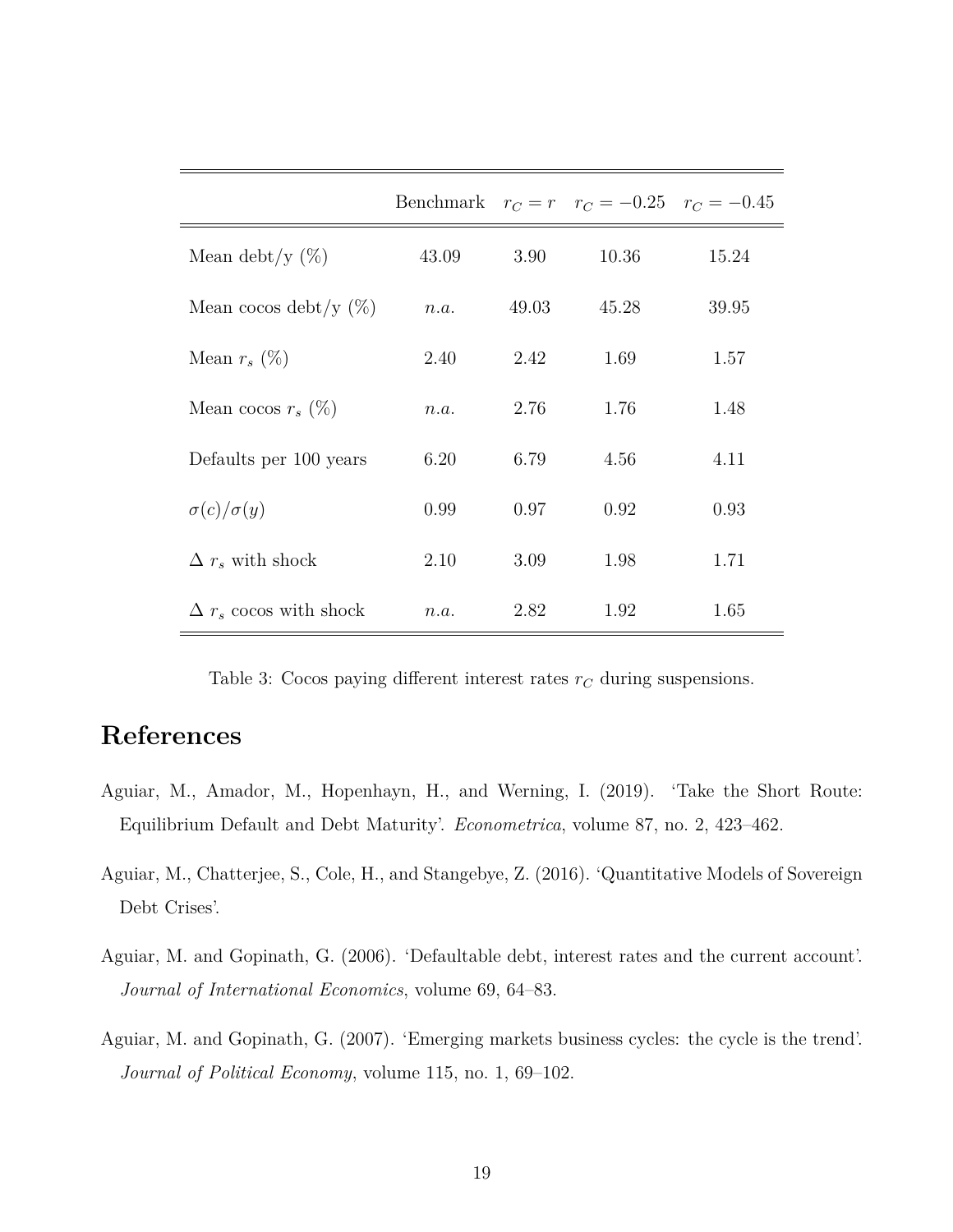| | Benchmark | $r_C = r$ | $r_C = -0.25$ | $r_C = -0.45$ |
|---|---|---|---|---|
| Mean debt/y (%) | 43.09 | 3.90 | 10.36 | 15.24 |
| Mean cocos debt/y (%) | *n.a.* | 49.03 | 45.28 | 39.95 |
| Mean $r_s$ (%) | 2.40 | 2.42 | 1.69 | 1.57 |
| Mean cocos $r_s$ (%) | *n.a.* | 2.76 | 1.76 | 1.48 |
| Defaults per 100 years | 6.20 | 6.79 | 4.56 | 4.11 |
| $\sigma(c)/\sigma(y)$ | 0.99 | 0.97 | 0.92 | 0.93 |
| $\Delta$ $r_s$ with shock | 2.10 | 3.09 | 1.98 | 1.71 |
| $\Delta$ $r_s$ cocos with shock | *n.a.* | 2.82 | 1.92 | 1.65 |

Table 3: Cocos paying different interest rates $r_C$ during suspensions.

# References

Aguiar, M., Amador, M., Hopenhayn, H., and Werning, I. (2019). 'Take the Short Route: Equilibrium Default and Debt Maturity'. *Econometrica*, volume 87, no. 2, 423–462.

Aguiar, M., Chatterjee, S., Cole, H., and Stangebye, Z. (2016). 'Quantitative Models of Sovereign Debt Crises'.

Aguiar, M. and Gopinath, G. (2006). 'Defaultable debt, interest rates and the current account'. *Journal of International Economics*, volume 69, 64–83.

Aguiar, M. and Gopinath, G. (2007). 'Emerging markets business cycles: the cycle is the trend'. *Journal of Political Economy*, volume 115, no. 1, 69–102.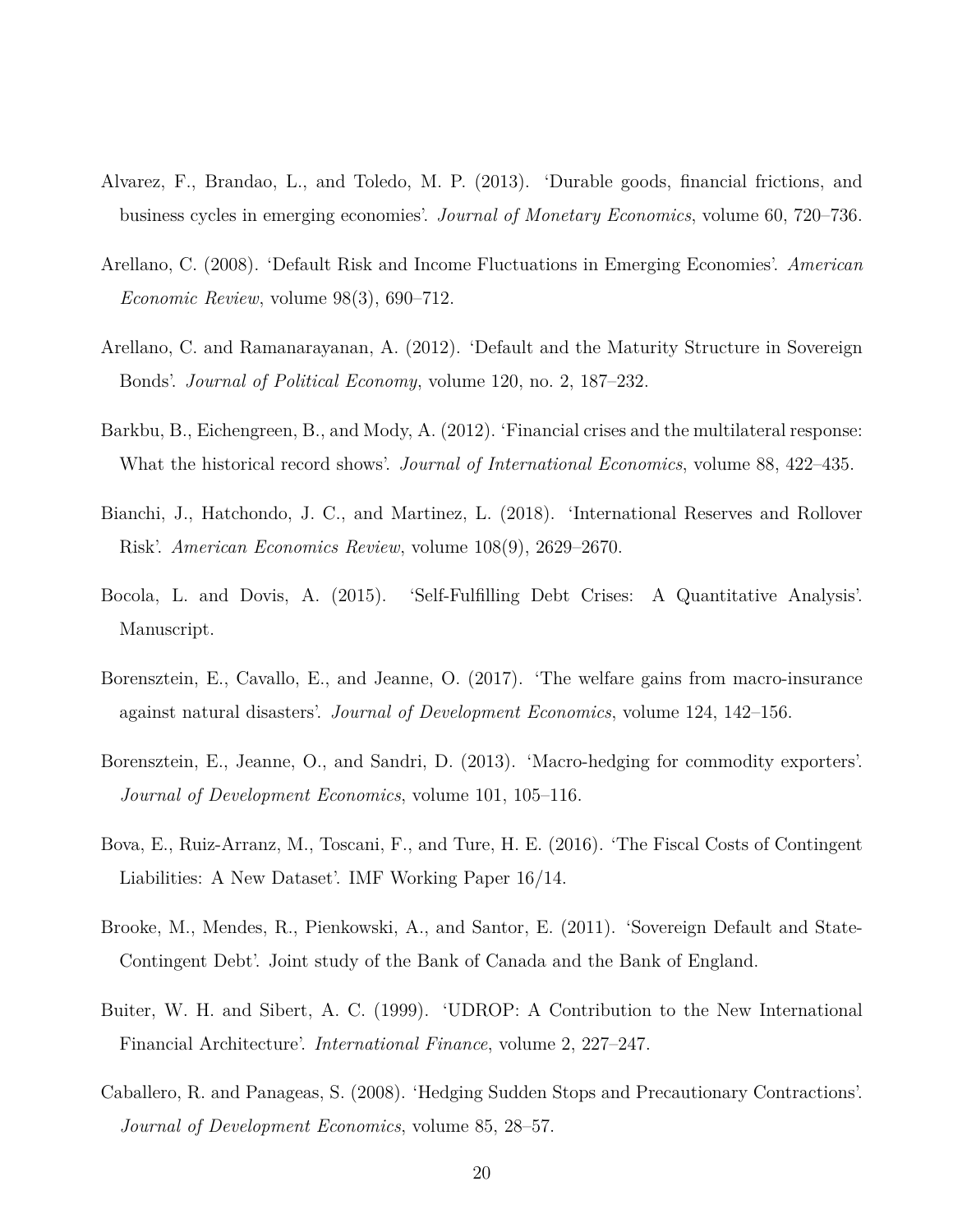Alvarez, F., Brandao, L., and Toledo, M. P. (2013). 'Durable goods, financial frictions, and business cycles in emerging economies'. *Journal of Monetary Economics*, volume 60, 720–736.

Arellano, C. (2008). 'Default Risk and Income Fluctuations in Emerging Economies'. *American Economic Review*, volume 98(3), 690–712.

Arellano, C. and Ramanarayanan, A. (2012). 'Default and the Maturity Structure in Sovereign Bonds'. *Journal of Political Economy*, volume 120, no. 2, 187–232.

Barkbu, B., Eichengreen, B., and Mody, A. (2012). 'Financial crises and the multilateral response: What the historical record shows'. *Journal of International Economics*, volume 88, 422–435.

Bianchi, J., Hatchondo, J. C., and Martinez, L. (2018). 'International Reserves and Rollover Risk'. *American Economics Review*, volume 108(9), 2629–2670.

Bocola, L. and Dovis, A. (2015). 'Self-Fulfilling Debt Crises: A Quantitative Analysis'. Manuscript.

Borensztein, E., Cavallo, E., and Jeanne, O. (2017). 'The welfare gains from macro-insurance against natural disasters'. *Journal of Development Economics*, volume 124, 142–156.

Borensztein, E., Jeanne, O., and Sandri, D. (2013). 'Macro-hedging for commodity exporters'. *Journal of Development Economics*, volume 101, 105–116.

Bova, E., Ruiz-Arranz, M., Toscani, F., and Ture, H. E. (2016). 'The Fiscal Costs of Contingent Liabilities: A New Dataset'. IMF Working Paper 16/14.

Brooke, M., Mendes, R., Pienkowski, A., and Santor, E. (2011). 'Sovereign Default and State-Contingent Debt'. Joint study of the Bank of Canada and the Bank of England.

Buiter, W. H. and Sibert, A. C. (1999). 'UDROP: A Contribution to the New International Financial Architecture'. *International Finance*, volume 2, 227–247.

Caballero, R. and Panageas, S. (2008). 'Hedging Sudden Stops and Precautionary Contractions'. *Journal of Development Economics*, volume 85, 28–57.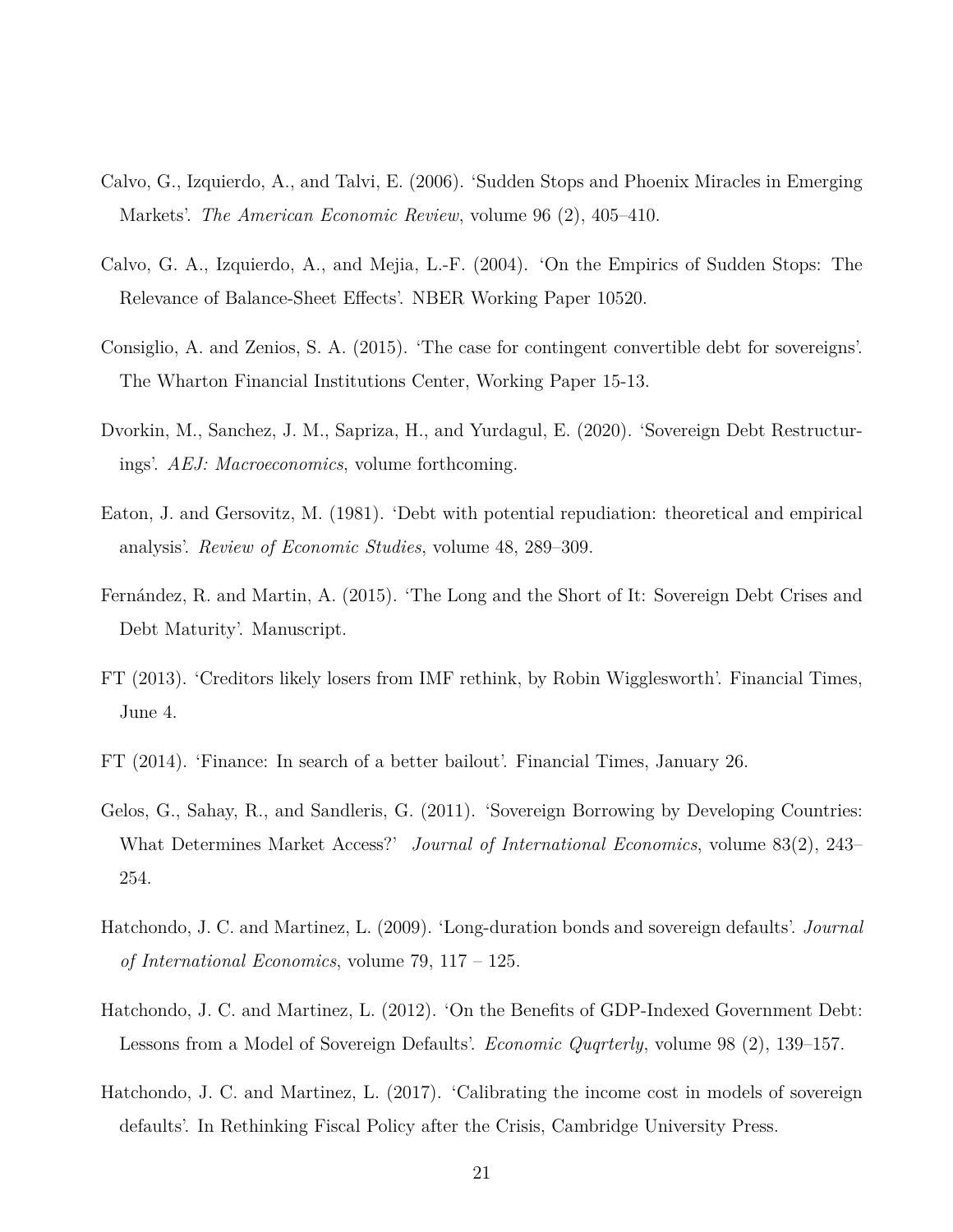Calvo, G., Izquierdo, A., and Talvi, E. (2006). 'Sudden Stops and Phoenix Miracles in Emerging Markets'. *The American Economic Review*, volume 96 (2), 405–410.

Calvo, G. A., Izquierdo, A., and Mejia, L.-F. (2004). 'On the Empirics of Sudden Stops: The Relevance of Balance-Sheet Effects'. NBER Working Paper 10520.

Consiglio, A. and Zenios, S. A. (2015). 'The case for contingent convertible debt for sovereigns'. The Wharton Financial Institutions Center, Working Paper 15-13.

Dvorkin, M., Sanchez, J. M., Sapriza, H., and Yurdagul, E. (2020). 'Sovereign Debt Restructurings'. *AEJ: Macroeconomics*, volume forthcoming.

Eaton, J. and Gersovitz, M. (1981). 'Debt with potential repudiation: theoretical and empirical analysis'. *Review of Economic Studies*, volume 48, 289–309.

Fernández, R. and Martin, A. (2015). 'The Long and the Short of It: Sovereign Debt Crises and Debt Maturity'. Manuscript.

FT (2013). 'Creditors likely losers from IMF rethink, by Robin Wigglesworth'. Financial Times, June 4.

FT (2014). 'Finance: In search of a better bailout'. Financial Times, January 26.

Gelos, G., Sahay, R., and Sandleris, G. (2011). 'Sovereign Borrowing by Developing Countries: What Determines Market Access?' *Journal of International Economics*, volume 83(2), 243–254.

Hatchondo, J. C. and Martinez, L. (2009). 'Long-duration bonds and sovereign defaults'. *Journal of International Economics*, volume 79, 117 – 125.

Hatchondo, J. C. and Martinez, L. (2012). 'On the Benefits of GDP-Indexed Government Debt: Lessons from a Model of Sovereign Defaults'. *Economic Quqrterly*, volume 98 (2), 139–157.

Hatchondo, J. C. and Martinez, L. (2017). 'Calibrating the income cost in models of sovereign defaults'. In Rethinking Fiscal Policy after the Crisis, Cambridge University Press.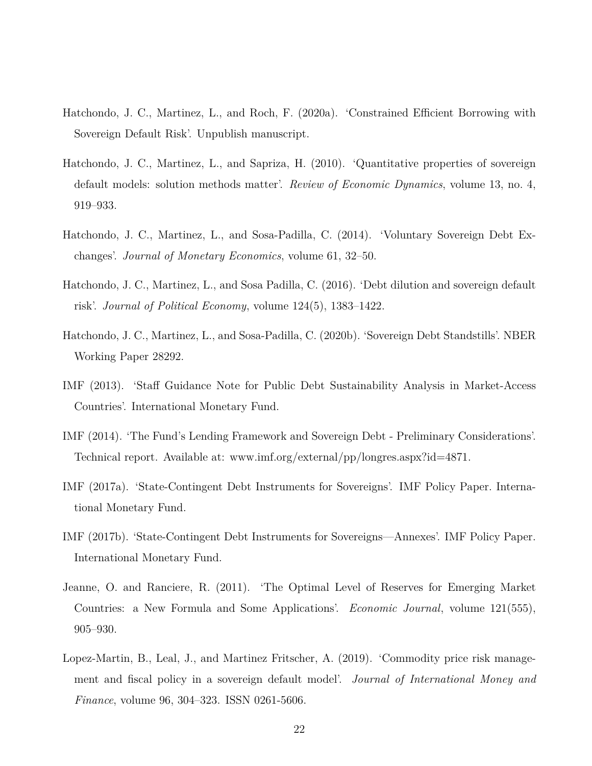Hatchondo, J. C., Martinez, L., and Roch, F. (2020a). 'Constrained Efficient Borrowing with Sovereign Default Risk'. Unpublish manuscript.

Hatchondo, J. C., Martinez, L., and Sapriza, H. (2010). 'Quantitative properties of sovereign default models: solution methods matter'. *Review of Economic Dynamics*, volume 13, no. 4, 919–933.

Hatchondo, J. C., Martinez, L., and Sosa-Padilla, C. (2014). 'Voluntary Sovereign Debt Exchanges'. *Journal of Monetary Economics*, volume 61, 32–50.

Hatchondo, J. C., Martinez, L., and Sosa Padilla, C. (2016). 'Debt dilution and sovereign default risk'. *Journal of Political Economy*, volume 124(5), 1383–1422.

Hatchondo, J. C., Martinez, L., and Sosa-Padilla, C. (2020b). 'Sovereign Debt Standstills'. NBER Working Paper 28292.

IMF (2013). 'Staff Guidance Note for Public Debt Sustainability Analysis in Market-Access Countries'. International Monetary Fund.

IMF (2014). 'The Fund's Lending Framework and Sovereign Debt - Preliminary Considerations'. Technical report. Available at: www.imf.org/external/pp/longres.aspx?id=4871.

IMF (2017a). 'State-Contingent Debt Instruments for Sovereigns'. IMF Policy Paper. International Monetary Fund.

IMF (2017b). 'State-Contingent Debt Instruments for Sovereigns—Annexes'. IMF Policy Paper. International Monetary Fund.

Jeanne, O. and Ranciere, R. (2011). 'The Optimal Level of Reserves for Emerging Market Countries: a New Formula and Some Applications'. *Economic Journal*, volume 121(555), 905–930.

Lopez-Martin, B., Leal, J., and Martinez Fritscher, A. (2019). 'Commodity price risk management and fiscal policy in a sovereign default model'. *Journal of International Money and Finance*, volume 96, 304–323. ISSN 0261-5606.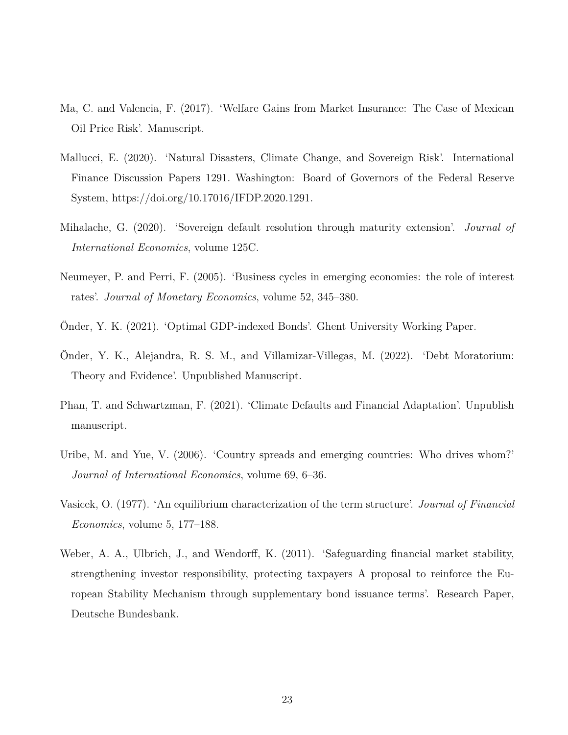Ma, C. and Valencia, F. (2017). 'Welfare Gains from Market Insurance: The Case of Mexican Oil Price Risk'. Manuscript.

Mallucci, E. (2020). 'Natural Disasters, Climate Change, and Sovereign Risk'. International Finance Discussion Papers 1291. Washington: Board of Governors of the Federal Reserve System, https://doi.org/10.17016/IFDP.2020.1291.

Mihalache, G. (2020). 'Sovereign default resolution through maturity extension'. *Journal of International Economics*, volume 125C.

Neumeyer, P. and Perri, F. (2005). 'Business cycles in emerging economies: the role of interest rates'. *Journal of Monetary Economics*, volume 52, 345–380.

Önder, Y. K. (2021). 'Optimal GDP-indexed Bonds'. Ghent University Working Paper.

Önder, Y. K., Alejandra, R. S. M., and Villamizar-Villegas, M. (2022). 'Debt Moratorium: Theory and Evidence'. Unpublished Manuscript.

Phan, T. and Schwartzman, F. (2021). 'Climate Defaults and Financial Adaptation'. Unpublish manuscript.

Uribe, M. and Yue, V. (2006). 'Country spreads and emerging countries: Who drives whom?' *Journal of International Economics*, volume 69, 6–36.

Vasicek, O. (1977). 'An equilibrium characterization of the term structure'. *Journal of Financial Economics*, volume 5, 177–188.

Weber, A. A., Ulbrich, J., and Wendorff, K. (2011). 'Safeguarding financial market stability, strengthening investor responsibility, protecting taxpayers A proposal to reinforce the European Stability Mechanism through supplementary bond issuance terms'. Research Paper, Deutsche Bundesbank.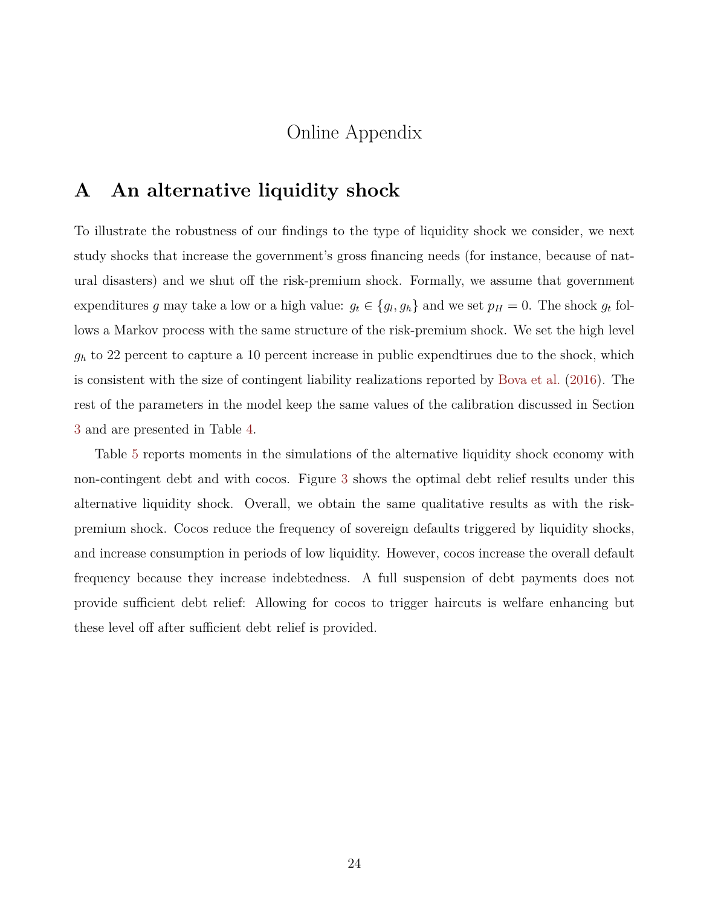# Online Appendix

## A An alternative liquidity shock

To illustrate the robustness of our findings to the type of liquidity shock we consider, we next study shocks that increase the government's gross financing needs (for instance, because of natural disasters) and we shut off the risk-premium shock. Formally, we assume that government expenditures $g$ may take a low or a high value: $g_t \in \{g_l, g_h\}$ and we set $p_H = 0$. The shock $g_t$ follows a Markov process with the same structure of the risk-premium shock. We set the high level $g_h$ to 22 percent to capture a 10 percent increase in public expendtirues due to the shock, which is consistent with the size of contingent liability realizations reported by Bova et al. (2016). The rest of the parameters in the model keep the same values of the calibration discussed in Section 3 and are presented in Table 4.

Table 5 reports moments in the simulations of the alternative liquidity shock economy with non-contingent debt and with cocos. Figure 3 shows the optimal debt relief results under this alternative liquidity shock. Overall, we obtain the same qualitative results as with the risk-premium shock. Cocos reduce the frequency of sovereign defaults triggered by liquidity shocks, and increase consumption in periods of low liquidity. However, cocos increase the overall default frequency because they increase indebtedness. A full suspension of debt payments does not provide sufficient debt relief: Allowing for cocos to trigger haircuts is welfare enhancing but these level off after sufficient debt relief is provided.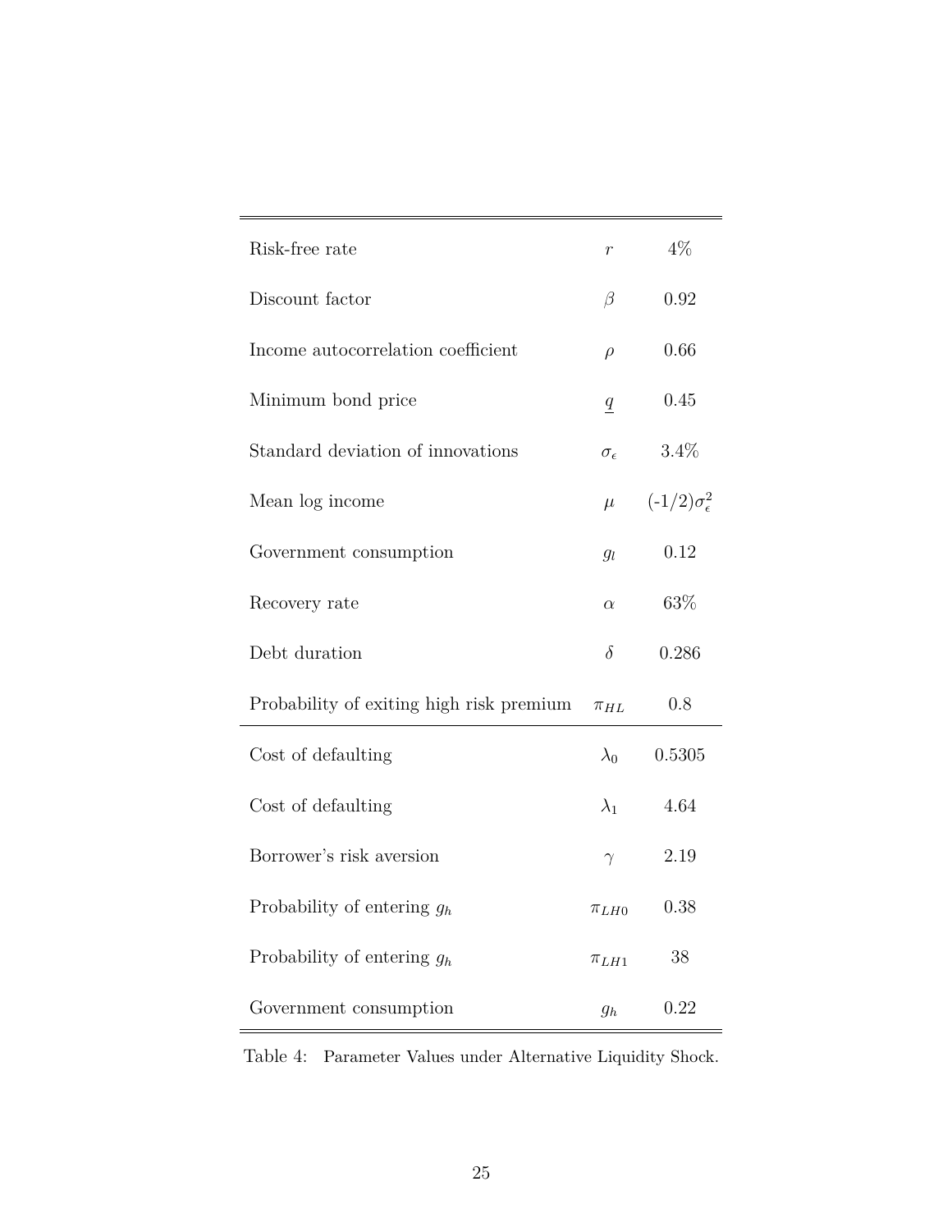| | | |
|---|---|---|
| Risk-free rate | $r$ | 4% |
| Discount factor | $\beta$ | 0.92 |
| Income autocorrelation coefficient | $\rho$ | 0.66 |
| Minimum bond price | $\underline{q}$ | 0.45 |
| Standard deviation of innovations | $\sigma_\epsilon$ | 3.4% |
| Mean log income | $\mu$ | $(-1/2)\sigma_\epsilon^2$ |
| Government consumption | $g_l$ | 0.12 |
| Recovery rate | $\alpha$ | 63% |
| Debt duration | $\delta$ | 0.286 |
| Probability of exiting high risk premium | $\pi_{HL}$ | 0.8 |
| Cost of defaulting | $\lambda_0$ | 0.5305 |
| Cost of defaulting | $\lambda_1$ | 4.64 |
| Borrower's risk aversion | $\gamma$ | 2.19 |
| Probability of entering $g_h$ | $\pi_{LH0}$ | 0.38 |
| Probability of entering $g_h$ | $\pi_{LH1}$ | 38 |
| Government consumption | $g_h$ | 0.22 |

Table 4: Parameter Values under Alternative Liquidity Shock.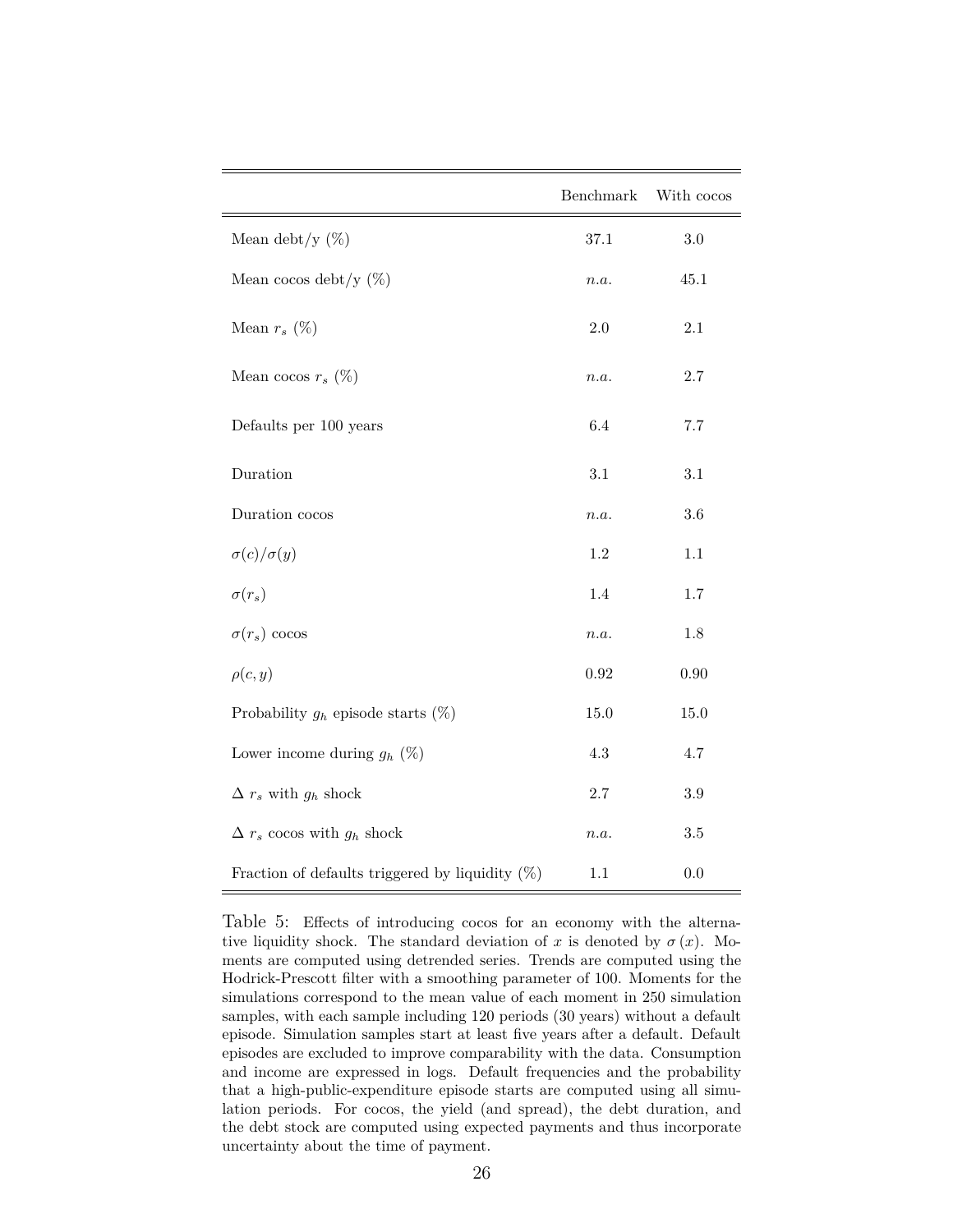| | Benchmark | With cocos |
|---|---|---|
| Mean debt/y (%) | 37.1 | 3.0 |
| Mean cocos debt/y (%) | *n.a.* | 45.1 |
| Mean $r_s$ (%) | 2.0 | 2.1 |
| Mean cocos $r_s$ (%) | *n.a.* | 2.7 |
| Defaults per 100 years | 6.4 | 7.7 |
| Duration | 3.1 | 3.1 |
| Duration cocos | *n.a.* | 3.6 |
| $\sigma(c)/\sigma(y)$ | 1.2 | 1.1 |
| $\sigma(r_s)$ | 1.4 | 1.7 |
| $\sigma(r_s)$ cocos | *n.a.* | 1.8 |
| $\rho(c, y)$ | 0.92 | 0.90 |
| Probability $g_h$ episode starts (%) | 15.0 | 15.0 |
| Lower income during $g_h$ (%) | 4.3 | 4.7 |
| $\Delta$ $r_s$ with $g_h$ shock | 2.7 | 3.9 |
| $\Delta$ $r_s$ cocos with $g_h$ shock | *n.a.* | 3.5 |
| Fraction of defaults triggered by liquidity (%) | 1.1 | 0.0 |

Table 5: Effects of introducing cocos for an economy with the alternative liquidity shock. The standard deviation of $x$ is denoted by $\sigma(x)$. Moments are computed using detrended series. Trends are computed using the Hodrick-Prescott filter with a smoothing parameter of 100. Moments for the simulations correspond to the mean value of each moment in 250 simulation samples, with each sample including 120 periods (30 years) without a default episode. Simulation samples start at least five years after a default. Default episodes are excluded to improve comparability with the data. Consumption and income are expressed in logs. Default frequencies and the probability that a high-public-expenditure episode starts are computed using all simulation periods. For cocos, the yield (and spread), the debt duration, and the debt stock are computed using expected payments and thus incorporate uncertainty about the time of payment.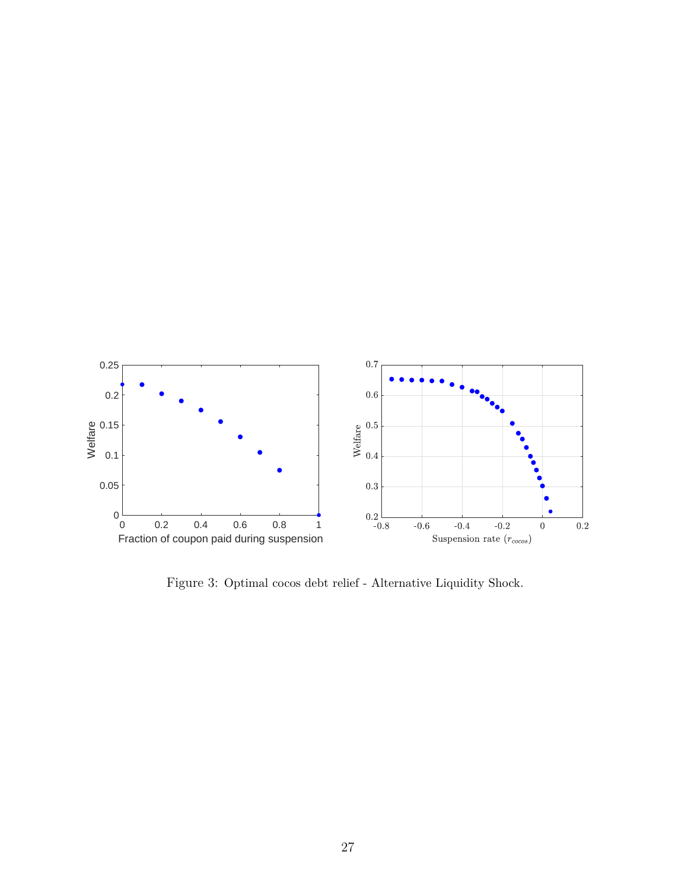Welfare

0.25
0.2
0.15
0.1
0.05
0

0 0.2 0.4 0.6 0.8 1

Fraction of coupon paid during suspension

Welfare

0.7
0.6
0.5
0.4
0.3
0.2

-0.8 -0.6 -0.4 -0.2 0 0.2

Suspension rate ($r_{cocos}$)

Figure 3: Optimal cocos debt relief - Alternative Liquidity Shock.